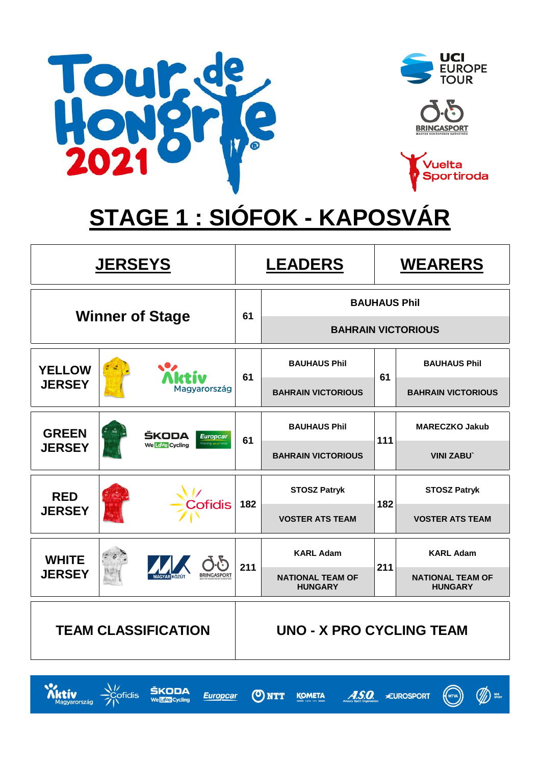# STAGE 1 : SIÓFOK - KAPOSVÁR

| JERSEYS | | LEADERS | | WEARERS |
|---|---|---|---|---|
| Winner of Stage | 61 | BAUHAUS Phil<br>BAHRAIN VICTORIOUS | | |
| YELLOW JERSEY (Aktív Magyarország) | 61 | BAUHAUS Phil<br>BAHRAIN VICTORIOUS | 61 | BAUHAUS Phil<br>BAHRAIN VICTORIOUS |
| GREEN JERSEY (ŠKODA We Love Cycling, Europcar) | 61 | BAUHAUS Phil<br>BAHRAIN VICTORIOUS | 111 | MARECZKO Jakub<br>VINI ZABU` |
| RED JERSEY (Cofidis) | 182 | STOSZ Patryk<br>VOSTER ATS TEAM | 182 | STOSZ Patryk<br>VOSTER ATS TEAM |
| WHITE JERSEY (Magyar Közút, Bringasport) | 211 | KARL Adam<br>NATIONAL TEAM OF HUNGARY | 211 | KARL Adam<br>NATIONAL TEAM OF HUNGARY |

| TEAM CLASSIFICATION | UNO - X PRO CYCLING TEAM |
|---|---|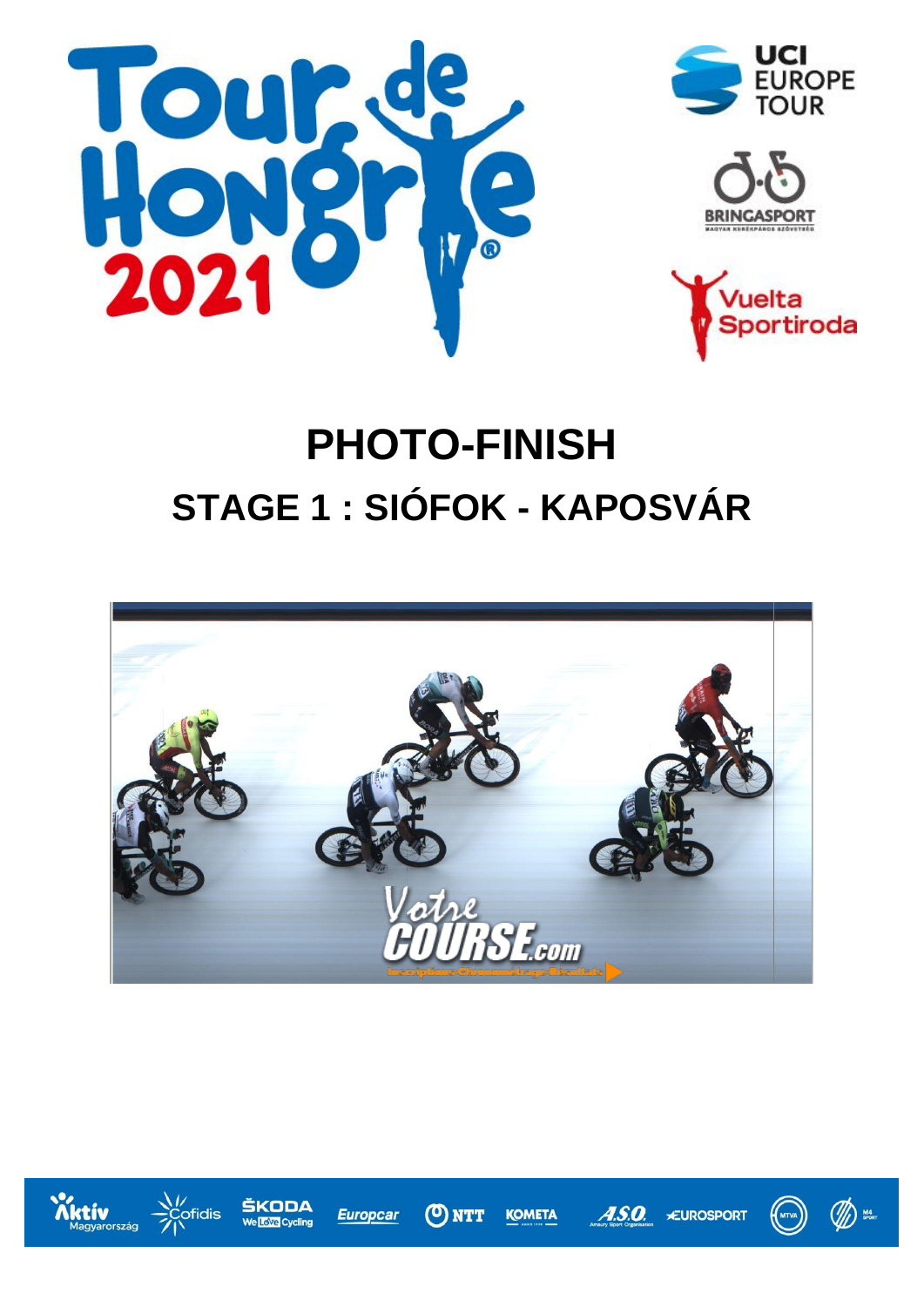# PHOTO-FINISH

## STAGE 1 : SIÓFOK - KAPOSVÁR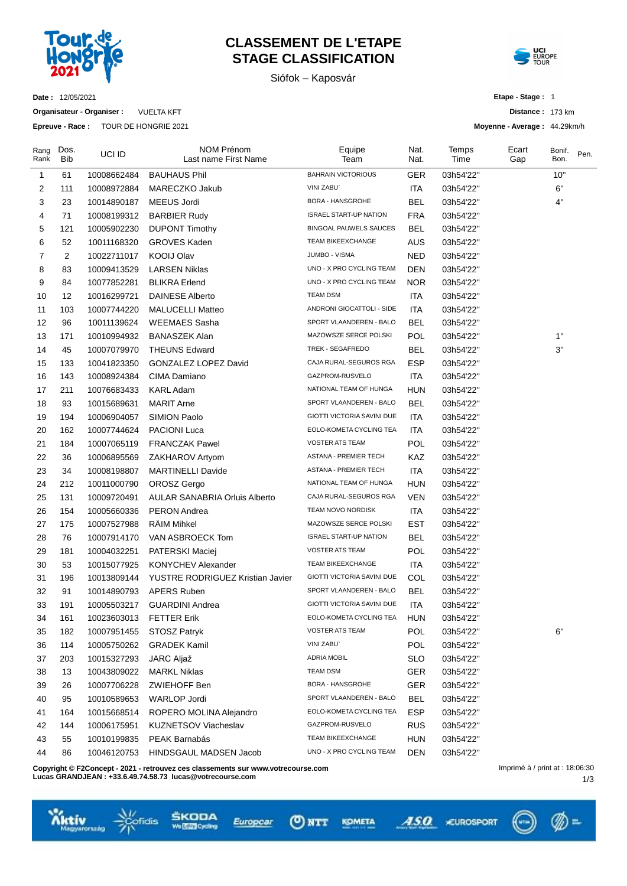# CLASSEMENT DE L'ETAPE
# STAGE CLASSIFICATION

Siófok – Kaposvár

**Date :** 12/05/2021

**Organisateur - Organiser :** VUELTA KFT

**Epreuve - Race :** TOUR DE HONGRIE 2021

**Etape - Stage :** 1

**Distance :** 173 km

**Moyenne - Average :** 44.29km/h

| Rang Rank | Dos. Bib | UCI ID | NOM Prénom Last name First Name | Equipe Team | Nat. Nat. | Temps Time | Ecart Gap | Bonif. Bon. | Pen. |
|---|---|---|---|---|---|---|---|---|---|
| 1 | 61 | 10008662484 | BAUHAUS Phil | BAHRAIN VICTORIOUS | GER | 03h54'22'' | | 10'' | |
| 2 | 111 | 10008972884 | MARECZKO Jakub | VINI ZABU` | ITA | 03h54'22'' | | 6'' | |
| 3 | 23 | 10014890187 | MEEUS Jordi | BORA - HANSGROHE | BEL | 03h54'22'' | | 4'' | |
| 4 | 71 | 10008199312 | BARBIER Rudy | ISRAEL START-UP NATION | FRA | 03h54'22'' | | | |
| 5 | 121 | 10005902230 | DUPONT Timothy | BINGOAL PAUWELS SAUCES | BEL | 03h54'22'' | | | |
| 6 | 52 | 10011168320 | GROVES Kaden | TEAM BIKEEXCHANGE | AUS | 03h54'22'' | | | |
| 7 | 2 | 10022711017 | KOOIJ Olav | JUMBO - VISMA | NED | 03h54'22'' | | | |
| 8 | 83 | 10009413529 | LARSEN Niklas | UNO - X PRO CYCLING TEAM | DEN | 03h54'22'' | | | |
| 9 | 84 | 10077852281 | BLIKRA Erlend | UNO - X PRO CYCLING TEAM | NOR | 03h54'22'' | | | |
| 10 | 12 | 10016299721 | DAINESE Alberto | TEAM DSM | ITA | 03h54'22'' | | | |
| 11 | 103 | 10007744220 | MALUCELLI Matteo | ANDRONI GIOCATTOLI - SIDE | ITA | 03h54'22'' | | | |
| 12 | 96 | 10011139624 | WEEMAES Sasha | SPORT VLAANDEREN - BALO | BEL | 03h54'22'' | | | |
| 13 | 171 | 10010994932 | BANASZEK Alan | MAZOWSZE SERCE POLSKI | POL | 03h54'22'' | | 1'' | |
| 14 | 45 | 10007079970 | THEUNS Edward | TREK - SEGAFREDO | BEL | 03h54'22'' | | 3'' | |
| 15 | 133 | 10041823350 | GONZALEZ LOPEZ David | CAJA RURAL-SEGUROS RGA | ESP | 03h54'22'' | | | |
| 16 | 143 | 10008924384 | CIMA Damiano | GAZPROM-RUSVELO | ITA | 03h54'22'' | | | |
| 17 | 211 | 10076683433 | KARL Adam | NATIONAL TEAM OF HUNGA | HUN | 03h54'22'' | | | |
| 18 | 93 | 10015689631 | MARIT Arne | SPORT VLAANDEREN - BALO | BEL | 03h54'22'' | | | |
| 19 | 194 | 10006904057 | SIMION Paolo | GIOTTI VICTORIA SAVINI DUE | ITA | 03h54'22'' | | | |
| 20 | 162 | 10007744624 | PACIONI Luca | EOLO-KOMETA CYCLING TEA | ITA | 03h54'22'' | | | |
| 21 | 184 | 10007065119 | FRANCZAK Pawel | VOSTER ATS TEAM | POL | 03h54'22'' | | | |
| 22 | 36 | 10006895569 | ZAKHAROV Artyom | ASTANA - PREMIER TECH | KAZ | 03h54'22'' | | | |
| 23 | 34 | 10008198807 | MARTINELLI Davide | ASTANA - PREMIER TECH | ITA | 03h54'22'' | | | |
| 24 | 212 | 10011000790 | OROSZ Gergo | NATIONAL TEAM OF HUNGA | HUN | 03h54'22'' | | | |
| 25 | 131 | 10009720491 | AULAR SANABRIA Orluis Alberto | CAJA RURAL-SEGUROS RGA | VEN | 03h54'22'' | | | |
| 26 | 154 | 10005660336 | PERON Andrea | TEAM NOVO NORDISK | ITA | 03h54'22'' | | | |
| 27 | 175 | 10007527988 | RÄIM Mihkel | MAZOWSZE SERCE POLSKI | EST | 03h54'22'' | | | |
| 28 | 76 | 10007914170 | VAN ASBROECK Tom | ISRAEL START-UP NATION | BEL | 03h54'22'' | | | |
| 29 | 181 | 10004032251 | PATERSKI Maciej | VOSTER ATS TEAM | POL | 03h54'22'' | | | |
| 30 | 53 | 10015077925 | KONYCHEV Alexander | TEAM BIKEEXCHANGE | ITA | 03h54'22'' | | | |
| 31 | 196 | 10013809144 | YUSTRE RODRIGUEZ Kristian Javier | GIOTTI VICTORIA SAVINI DUE | COL | 03h54'22'' | | | |
| 32 | 91 | 10014890793 | APERS Ruben | SPORT VLAANDEREN - BALO | BEL | 03h54'22'' | | | |
| 33 | 191 | 10005503217 | GUARDINI Andrea | GIOTTI VICTORIA SAVINI DUE | ITA | 03h54'22'' | | | |
| 34 | 161 | 10023603013 | FETTER Erik | EOLO-KOMETA CYCLING TEA | HUN | 03h54'22'' | | | |
| 35 | 182 | 10007951455 | STOSZ Patryk | VOSTER ATS TEAM | POL | 03h54'22'' | | 6'' | |
| 36 | 114 | 10005750262 | GRADEK Kamil | VINI ZABU` | POL | 03h54'22'' | | | |
| 37 | 203 | 10015327293 | JARC Aljaž | ADRIA MOBIL | SLO | 03h54'22'' | | | |
| 38 | 13 | 10043809022 | MARKL Niklas | TEAM DSM | GER | 03h54'22'' | | | |
| 39 | 26 | 10007706228 | ZWIEHOFF Ben | BORA - HANSGROHE | GER | 03h54'22'' | | | |
| 40 | 95 | 10010589653 | WARLOP Jordi | SPORT VLAANDEREN - BALO | BEL | 03h54'22'' | | | |
| 41 | 164 | 10015668514 | ROPERO MOLINA Alejandro | EOLO-KOMETA CYCLING TEA | ESP | 03h54'22'' | | | |
| 42 | 144 | 10006175951 | KUZNETSOV Viacheslav | GAZPROM-RUSVELO | RUS | 03h54'22'' | | | |
| 43 | 55 | 10010199835 | PEAK Barnabás | TEAM BIKEEXCHANGE | HUN | 03h54'22'' | | | |
| 44 | 86 | 10046120753 | HINDSGAUL MADSEN Jacob | UNO - X PRO CYCLING TEAM | DEN | 03h54'22'' | | | |

**Copyright © F2Concept - 2021 - retrouvez ces classements sur www.votrecourse.com**
**Lucas GRANDJEAN : +33.6.49.74.58.73 lucas@votrecourse.com**

Imprimé à / print at : 18:06:30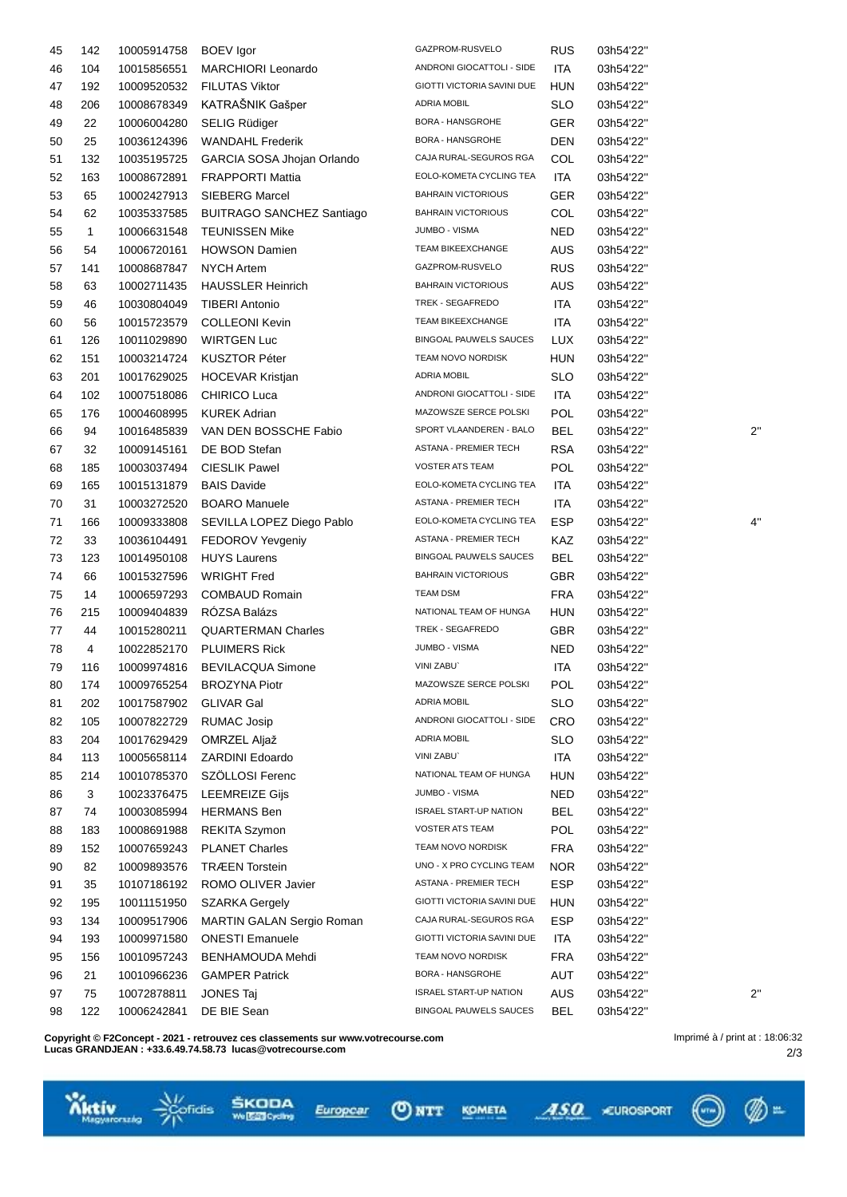| | | | | | | | |
|---|---|---|---|---|---|---|---|
| 45 | 142 | 10005914758 | BOEV Igor | GAZPROM-RUSVELO | RUS | 03h54'22'' | |
| 46 | 104 | 10015856551 | MARCHIORI Leonardo | ANDRONI GIOCATTOLI - SIDE | ITA | 03h54'22'' | |
| 47 | 192 | 10009520532 | FILUTAS Viktor | GIOTTI VICTORIA SAVINI DUE | HUN | 03h54'22'' | |
| 48 | 206 | 10008678349 | KATRAŠNIK Gašper | ADRIA MOBIL | SLO | 03h54'22'' | |
| 49 | 22 | 10006004280 | SELIG Rüdiger | BORA - HANSGROHE | GER | 03h54'22'' | |
| 50 | 25 | 10036124396 | WANDAHL Frederik | BORA - HANSGROHE | DEN | 03h54'22'' | |
| 51 | 132 | 10035195725 | GARCIA SOSA Jhojan Orlando | CAJA RURAL-SEGUROS RGA | COL | 03h54'22'' | |
| 52 | 163 | 10008672891 | FRAPPORTI Mattia | EOLO-KOMETA CYCLING TEA | ITA | 03h54'22'' | |
| 53 | 65 | 10002427913 | SIEBERG Marcel | BAHRAIN VICTORIOUS | GER | 03h54'22'' | |
| 54 | 62 | 10035337585 | BUITRAGO SANCHEZ Santiago | BAHRAIN VICTORIOUS | COL | 03h54'22'' | |
| 55 | 1 | 10006631548 | TEUNISSEN Mike | JUMBO - VISMA | NED | 03h54'22'' | |
| 56 | 54 | 10006720161 | HOWSON Damien | TEAM BIKEEXCHANGE | AUS | 03h54'22'' | |
| 57 | 141 | 10008687847 | NYCH Artem | GAZPROM-RUSVELO | RUS | 03h54'22'' | |
| 58 | 63 | 10002711435 | HAUSSLER Heinrich | BAHRAIN VICTORIOUS | AUS | 03h54'22'' | |
| 59 | 46 | 10030804049 | TIBERI Antonio | TREK - SEGAFREDO | ITA | 03h54'22'' | |
| 60 | 56 | 10015723579 | COLLEONI Kevin | TEAM BIKEEXCHANGE | ITA | 03h54'22'' | |
| 61 | 126 | 10011029890 | WIRTGEN Luc | BINGOAL PAUWELS SAUCES | LUX | 03h54'22'' | |
| 62 | 151 | 10003214724 | KUSZTOR Péter | TEAM NOVO NORDISK | HUN | 03h54'22'' | |
| 63 | 201 | 10017629025 | HOCEVAR Kristjan | ADRIA MOBIL | SLO | 03h54'22'' | |
| 64 | 102 | 10007518086 | CHIRICO Luca | ANDRONI GIOCATTOLI - SIDE | ITA | 03h54'22'' | |
| 65 | 176 | 10004608995 | KUREK Adrian | MAZOWSZE SERCE POLSKI | POL | 03h54'22'' | |
| 66 | 94 | 10016485839 | VAN DEN BOSSCHE Fabio | SPORT VLAANDEREN - BALO | BEL | 03h54'22'' | 2'' |
| 67 | 32 | 10009145161 | DE BOD Stefan | ASTANA - PREMIER TECH | RSA | 03h54'22'' | |
| 68 | 185 | 10003037494 | CIESLIK Pawel | VOSTER ATS TEAM | POL | 03h54'22'' | |
| 69 | 165 | 10015131879 | BAIS Davide | EOLO-KOMETA CYCLING TEA | ITA | 03h54'22'' | |
| 70 | 31 | 10003272520 | BOARO Manuele | ASTANA - PREMIER TECH | ITA | 03h54'22'' | |
| 71 | 166 | 10009333808 | SEVILLA LOPEZ Diego Pablo | EOLO-KOMETA CYCLING TEA | ESP | 03h54'22'' | 4'' |
| 72 | 33 | 10036104491 | FEDOROV Yevgeniy | ASTANA - PREMIER TECH | KAZ | 03h54'22'' | |
| 73 | 123 | 10014950108 | HUYS Laurens | BINGOAL PAUWELS SAUCES | BEL | 03h54'22'' | |
| 74 | 66 | 10015327596 | WRIGHT Fred | BAHRAIN VICTORIOUS | GBR | 03h54'22'' | |
| 75 | 14 | 10006597293 | COMBAUD Romain | TEAM DSM | FRA | 03h54'22'' | |
| 76 | 215 | 10009404839 | RÓZSA Balázs | NATIONAL TEAM OF HUNGA | HUN | 03h54'22'' | |
| 77 | 44 | 10015280211 | QUARTERMAN Charles | TREK - SEGAFREDO | GBR | 03h54'22'' | |
| 78 | 4 | 10022852170 | PLUIMERS Rick | JUMBO - VISMA | NED | 03h54'22'' | |
| 79 | 116 | 10009974816 | BEVILACQUA Simone | VINI ZABU` | ITA | 03h54'22'' | |
| 80 | 174 | 10009765254 | BROZYNA Piotr | MAZOWSZE SERCE POLSKI | POL | 03h54'22'' | |
| 81 | 202 | 10017587902 | GLIVAR Gal | ADRIA MOBIL | SLO | 03h54'22'' | |
| 82 | 105 | 10007822729 | RUMAC Josip | ANDRONI GIOCATTOLI - SIDE | CRO | 03h54'22'' | |
| 83 | 204 | 10017629429 | OMRZEL Aljaž | ADRIA MOBIL | SLO | 03h54'22'' | |
| 84 | 113 | 10005658114 | ZARDINI Edoardo | VINI ZABU` | ITA | 03h54'22'' | |
| 85 | 214 | 10010785370 | SZÖLLOSI Ferenc | NATIONAL TEAM OF HUNGA | HUN | 03h54'22'' | |
| 86 | 3 | 10023376475 | LEEMREIZE Gijs | JUMBO - VISMA | NED | 03h54'22'' | |
| 87 | 74 | 10003085994 | HERMANS Ben | ISRAEL START-UP NATION | BEL | 03h54'22'' | |
| 88 | 183 | 10008691988 | REKITA Szymon | VOSTER ATS TEAM | POL | 03h54'22'' | |
| 89 | 152 | 10007659243 | PLANET Charles | TEAM NOVO NORDISK | FRA | 03h54'22'' | |
| 90 | 82 | 10009893576 | TRÆEN Torstein | UNO - X PRO CYCLING TEAM | NOR | 03h54'22'' | |
| 91 | 35 | 10107186192 | ROMO OLIVER Javier | ASTANA - PREMIER TECH | ESP | 03h54'22'' | |
| 92 | 195 | 10011151950 | SZARKA Gergely | GIOTTI VICTORIA SAVINI DUE | HUN | 03h54'22'' | |
| 93 | 134 | 10009517906 | MARTIN GALAN Sergio Roman | CAJA RURAL-SEGUROS RGA | ESP | 03h54'22'' | |
| 94 | 193 | 10009971580 | ONESTI Emanuele | GIOTTI VICTORIA SAVINI DUE | ITA | 03h54'22'' | |
| 95 | 156 | 10010957243 | BENHAMOUDA Mehdi | TEAM NOVO NORDISK | FRA | 03h54'22'' | |
| 96 | 21 | 10010966236 | GAMPER Patrick | BORA - HANSGROHE | AUT | 03h54'22'' | |
| 97 | 75 | 10072878811 | JONES Taj | ISRAEL START-UP NATION | AUS | 03h54'22'' | 2'' |
| 98 | 122 | 10006242841 | DE BIE Sean | BINGOAL PAUWELS SAUCES | BEL | 03h54'22'' | |

**Copyright © F2Concept - 2021 - retrouvez ces classements sur www.votrecourse.com**
**Lucas GRANDJEAN : +33.6.49.74.58.73 lucas@votrecourse.com**

Imprimé à / print at : 18:06:32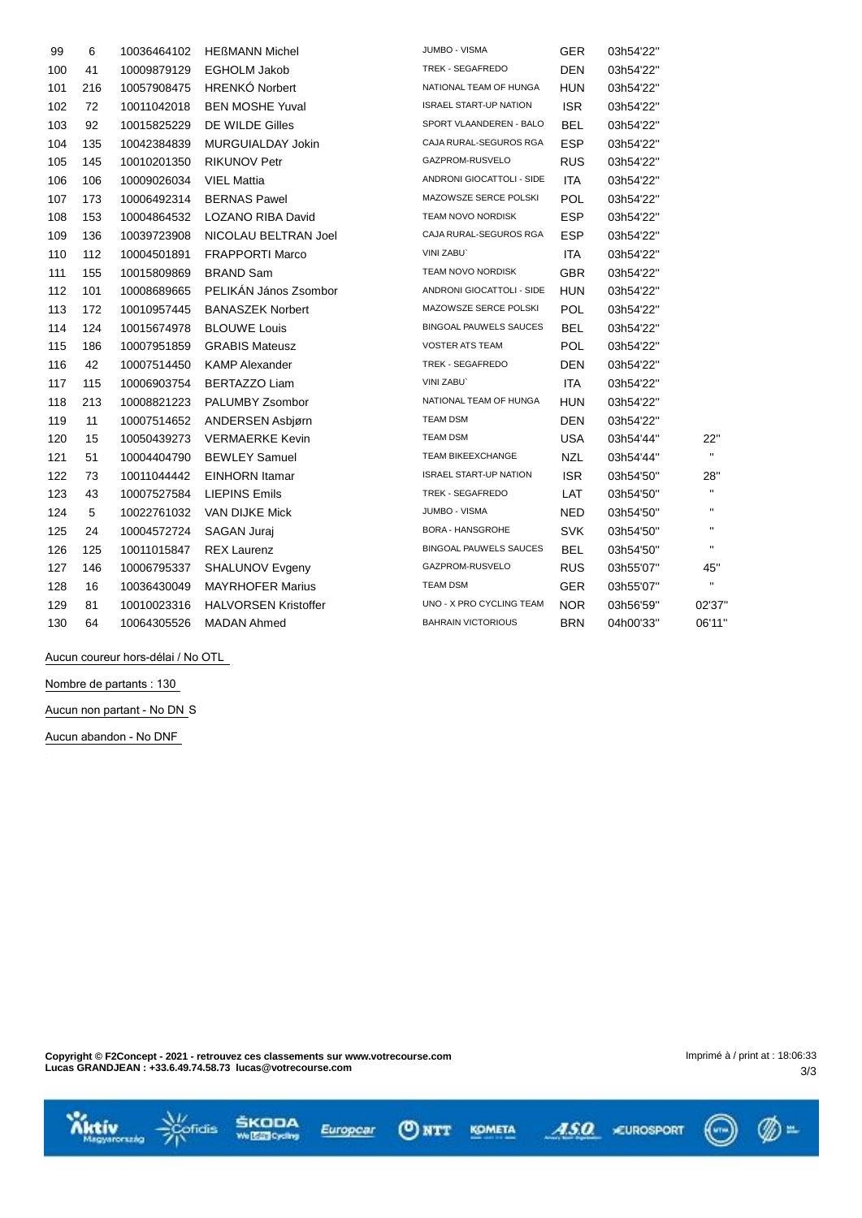| | | | | | | | |
|---|---|---|---|---|---|---|---|
| 99 | 6 | 10036464102 | HEßMANN Michel | JUMBO - VISMA | GER | 03h54'22'' | |
| 100 | 41 | 10009879129 | EGHOLM Jakob | TREK - SEGAFREDO | DEN | 03h54'22'' | |
| 101 | 216 | 10057908475 | HRENKÓ Norbert | NATIONAL TEAM OF HUNGA | HUN | 03h54'22'' | |
| 102 | 72 | 10011042018 | BEN MOSHE Yuval | ISRAEL START-UP NATION | ISR | 03h54'22'' | |
| 103 | 92 | 10015825229 | DE WILDE Gilles | SPORT VLAANDEREN - BALO | BEL | 03h54'22'' | |
| 104 | 135 | 10042384839 | MURGUIALDAY Jokin | CAJA RURAL-SEGUROS RGA | ESP | 03h54'22'' | |
| 105 | 145 | 10010201350 | RIKUNOV Petr | GAZPROM-RUSVELO | RUS | 03h54'22'' | |
| 106 | 106 | 10009026034 | VIEL Mattia | ANDRONI GIOCATTOLI - SIDE | ITA | 03h54'22'' | |
| 107 | 173 | 10006492314 | BERNAS Pawel | MAZOWSZE SERCE POLSKI | POL | 03h54'22'' | |
| 108 | 153 | 10004864532 | LOZANO RIBA David | TEAM NOVO NORDISK | ESP | 03h54'22'' | |
| 109 | 136 | 10039723908 | NICOLAU BELTRAN Joel | CAJA RURAL-SEGUROS RGA | ESP | 03h54'22'' | |
| 110 | 112 | 10004501891 | FRAPPORTI Marco | VINI ZABU` | ITA | 03h54'22'' | |
| 111 | 155 | 10015809869 | BRAND Sam | TEAM NOVO NORDISK | GBR | 03h54'22'' | |
| 112 | 101 | 10008689665 | PELIKÁN János Zsombor | ANDRONI GIOCATTOLI - SIDE | HUN | 03h54'22'' | |
| 113 | 172 | 10010957445 | BANASZEK Norbert | MAZOWSZE SERCE POLSKI | POL | 03h54'22'' | |
| 114 | 124 | 10015674978 | BLOUWE Louis | BINGOAL PAUWELS SAUCES | BEL | 03h54'22'' | |
| 115 | 186 | 10007951859 | GRABIS Mateusz | VOSTER ATS TEAM | POL | 03h54'22'' | |
| 116 | 42 | 10007514450 | KAMP Alexander | TREK - SEGAFREDO | DEN | 03h54'22'' | |
| 117 | 115 | 10006903754 | BERTAZZO Liam | VINI ZABU` | ITA | 03h54'22'' | |
| 118 | 213 | 10008821223 | PALUMBY Zsombor | NATIONAL TEAM OF HUNGA | HUN | 03h54'22'' | |
| 119 | 11 | 10007514652 | ANDERSEN Asbjørn | TEAM DSM | DEN | 03h54'22'' | |
| 120 | 15 | 10050439273 | VERMAERKE Kevin | TEAM DSM | USA | 03h54'44'' | 22'' |
| 121 | 51 | 10004404790 | BEWLEY Samuel | TEAM BIKEEXCHANGE | NZL | 03h54'44'' | '' |
| 122 | 73 | 10011044442 | EINHORN Itamar | ISRAEL START-UP NATION | ISR | 03h54'50'' | 28'' |
| 123 | 43 | 10007527584 | LIEPINS Emils | TREK - SEGAFREDO | LAT | 03h54'50'' | '' |
| 124 | 5 | 10022761032 | VAN DIJKE Mick | JUMBO - VISMA | NED | 03h54'50'' | '' |
| 125 | 24 | 10004572724 | SAGAN Juraj | BORA - HANSGROHE | SVK | 03h54'50'' | '' |
| 126 | 125 | 10011015847 | REX Laurenz | BINGOAL PAUWELS SAUCES | BEL | 03h54'50'' | '' |
| 127 | 146 | 10006795337 | SHALUNOV Evgeny | GAZPROM-RUSVELO | RUS | 03h55'07'' | 45'' |
| 128 | 16 | 10036430049 | MAYRHOFER Marius | TEAM DSM | GER | 03h55'07'' | '' |
| 129 | 81 | 10010023316 | HALVORSEN Kristoffer | UNO - X PRO CYCLING TEAM | NOR | 03h56'59'' | 02'37'' |
| 130 | 64 | 10064305526 | MADAN Ahmed | BAHRAIN VICTORIOUS | BRN | 04h00'33'' | 06'11'' |

Aucun coureur hors-délai / No OTL

Nombre de partants : 130

Aucun non partant - No DN S

Aucun abandon - No DNF

**Copyright © F2Concept - 2021 - retrouvez ces classements sur www.votrecourse.com**
**Lucas GRANDJEAN : +33.6.49.74.58.73 lucas@votrecourse.com**

Imprimé à / print at : 18:06:33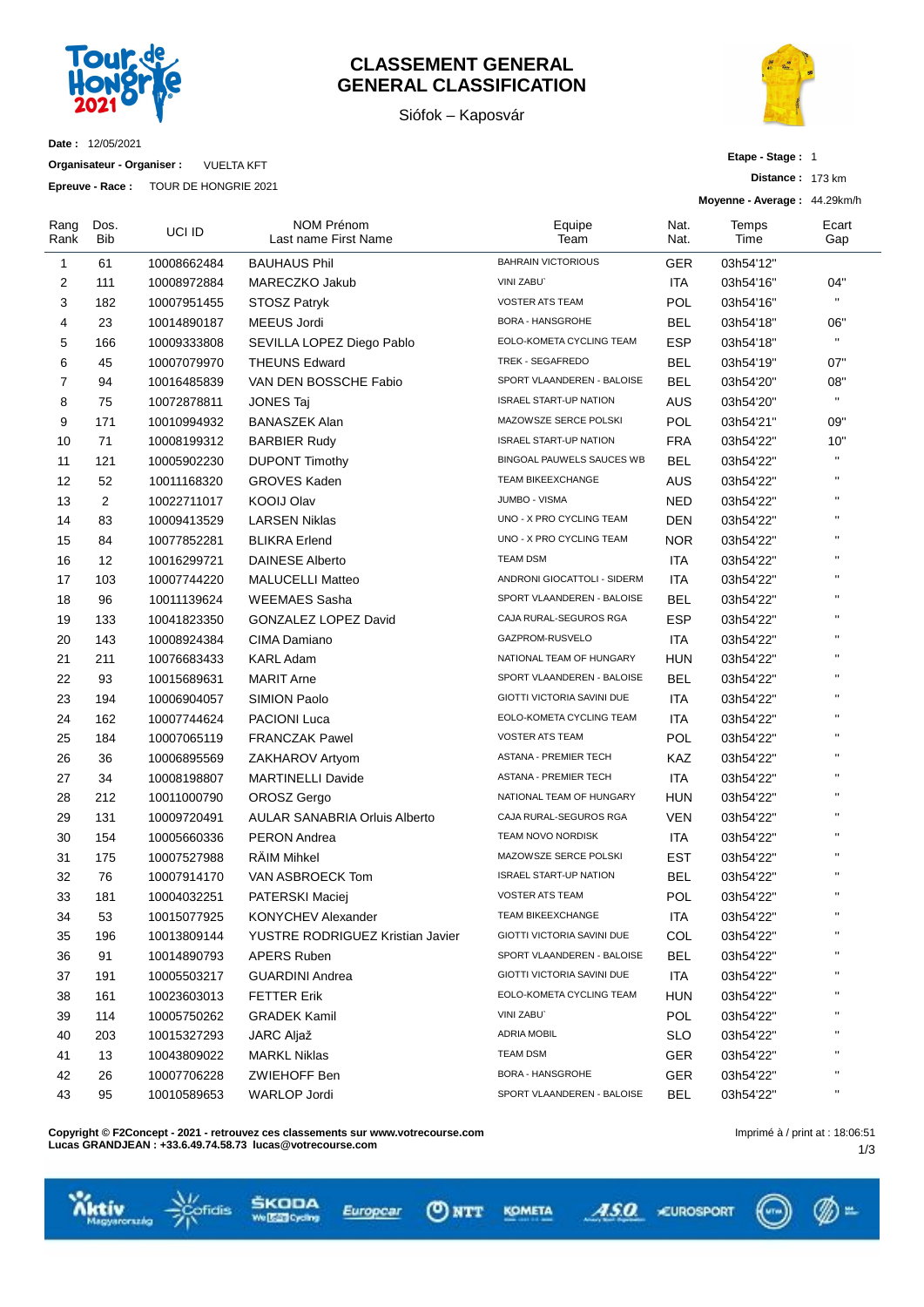# CLASSEMENT GENERAL
# GENERAL CLASSIFICATION

Siófok – Kaposvár

**Date :** 12/05/2021

**Organisateur - Organiser :** VUELTA KFT

**Epreuve - Race :** TOUR DE HONGRIE 2021

**Etape - Stage :** 1

**Distance :** 173 km

**Moyenne - Average :** 44.29km/h

| Rang Rank | Dos. Bib | UCI ID | NOM Prénom Last name First Name | Equipe Team | Nat. Nat. | Temps Time | Ecart Gap |
|---|---|---|---|---|---|---|---|
| 1 | 61 | 10008662484 | BAUHAUS Phil | BAHRAIN VICTORIOUS | GER | 03h54'12" | |
| 2 | 111 | 10008972884 | MARECZKO Jakub | VINI ZABU` | ITA | 03h54'16" | 04" |
| 3 | 182 | 10007951455 | STOSZ Patryk | VOSTER ATS TEAM | POL | 03h54'16" | " |
| 4 | 23 | 10014890187 | MEEUS Jordi | BORA - HANSGROHE | BEL | 03h54'18" | 06" |
| 5 | 166 | 10009333808 | SEVILLA LOPEZ Diego Pablo | EOLO-KOMETA CYCLING TEAM | ESP | 03h54'18" | " |
| 6 | 45 | 10007079970 | THEUNS Edward | TREK - SEGAFREDO | BEL | 03h54'19" | 07" |
| 7 | 94 | 10016485839 | VAN DEN BOSSCHE Fabio | SPORT VLAANDEREN - BALOISE | BEL | 03h54'20" | 08" |
| 8 | 75 | 10072878811 | JONES Taj | ISRAEL START-UP NATION | AUS | 03h54'20" | " |
| 9 | 171 | 10010994932 | BANASZEK Alan | MAZOWSZE SERCE POLSKI | POL | 03h54'21" | 09" |
| 10 | 71 | 10008199312 | BARBIER Rudy | ISRAEL START-UP NATION | FRA | 03h54'22" | 10" |
| 11 | 121 | 10005902230 | DUPONT Timothy | BINGOAL PAUWELS SAUCES WB | BEL | 03h54'22" | " |
| 12 | 52 | 10011168320 | GROVES Kaden | TEAM BIKEEXCHANGE | AUS | 03h54'22" | " |
| 13 | 2 | 10022711017 | KOOIJ Olav | JUMBO - VISMA | NED | 03h54'22" | " |
| 14 | 83 | 10009413529 | LARSEN Niklas | UNO - X PRO CYCLING TEAM | DEN | 03h54'22" | " |
| 15 | 84 | 10077852281 | BLIKRA Erlend | UNO - X PRO CYCLING TEAM | NOR | 03h54'22" | " |
| 16 | 12 | 10016299721 | DAINESE Alberto | TEAM DSM | ITA | 03h54'22" | " |
| 17 | 103 | 10007744220 | MALUCELLI Matteo | ANDRONI GIOCATTOLI - SIDERM | ITA | 03h54'22" | " |
| 18 | 96 | 10011139624 | WEEMAES Sasha | SPORT VLAANDEREN - BALOISE | BEL | 03h54'22" | " |
| 19 | 133 | 10041823350 | GONZALEZ LOPEZ David | CAJA RURAL-SEGUROS RGA | ESP | 03h54'22" | " |
| 20 | 143 | 10008924384 | CIMA Damiano | GAZPROM-RUSVELO | ITA | 03h54'22" | " |
| 21 | 211 | 10076683433 | KARL Adam | NATIONAL TEAM OF HUNGARY | HUN | 03h54'22" | " |
| 22 | 93 | 10015689631 | MARIT Arne | SPORT VLAANDEREN - BALOISE | BEL | 03h54'22" | " |
| 23 | 194 | 10006904057 | SIMION Paolo | GIOTTI VICTORIA SAVINI DUE | ITA | 03h54'22" | " |
| 24 | 162 | 10007744624 | PACIONI Luca | EOLO-KOMETA CYCLING TEAM | ITA | 03h54'22" | " |
| 25 | 184 | 10007065119 | FRANCZAK Pawel | VOSTER ATS TEAM | POL | 03h54'22" | " |
| 26 | 36 | 10006895569 | ZAKHAROV Artyom | ASTANA - PREMIER TECH | KAZ | 03h54'22" | " |
| 27 | 34 | 10008198807 | MARTINELLI Davide | ASTANA - PREMIER TECH | ITA | 03h54'22" | " |
| 28 | 212 | 10011000790 | OROSZ Gergo | NATIONAL TEAM OF HUNGARY | HUN | 03h54'22" | " |
| 29 | 131 | 10009720491 | AULAR SANABRIA Orluis Alberto | CAJA RURAL-SEGUROS RGA | VEN | 03h54'22" | " |
| 30 | 154 | 10005660336 | PERON Andrea | TEAM NOVO NORDISK | ITA | 03h54'22" | " |
| 31 | 175 | 10007527988 | RÄIM Mihkel | MAZOWSZE SERCE POLSKI | EST | 03h54'22" | " |
| 32 | 76 | 10007914170 | VAN ASBROECK Tom | ISRAEL START-UP NATION | BEL | 03h54'22" | " |
| 33 | 181 | 10004032251 | PATERSKI Maciej | VOSTER ATS TEAM | POL | 03h54'22" | " |
| 34 | 53 | 10015077925 | KONYCHEV Alexander | TEAM BIKEEXCHANGE | ITA | 03h54'22" | " |
| 35 | 196 | 10013809144 | YUSTRE RODRIGUEZ Kristian Javier | GIOTTI VICTORIA SAVINI DUE | COL | 03h54'22" | " |
| 36 | 91 | 10014890793 | APERS Ruben | SPORT VLAANDEREN - BALOISE | BEL | 03h54'22" | " |
| 37 | 191 | 10005503217 | GUARDINI Andrea | GIOTTI VICTORIA SAVINI DUE | ITA | 03h54'22" | " |
| 38 | 161 | 10023603013 | FETTER Erik | EOLO-KOMETA CYCLING TEAM | HUN | 03h54'22" | " |
| 39 | 114 | 10005750262 | GRADEK Kamil | VINI ZABU` | POL | 03h54'22" | " |
| 40 | 203 | 10015327293 | JARC Aljaž | ADRIA MOBIL | SLO | 03h54'22" | " |
| 41 | 13 | 10043809022 | MARKL Niklas | TEAM DSM | GER | 03h54'22" | " |
| 42 | 26 | 10007706228 | ZWIEHOFF Ben | BORA - HANSGROHE | GER | 03h54'22" | " |
| 43 | 95 | 10010589653 | WARLOP Jordi | SPORT VLAANDEREN - BALOISE | BEL | 03h54'22" | " |

**Copyright © F2Concept - 2021 - retrouvez ces classements sur www.votrecourse.com**
**Lucas GRANDJEAN : +33.6.49.74.58.73 lucas@votrecourse.com**

Imprimé à / print at : 18:06:51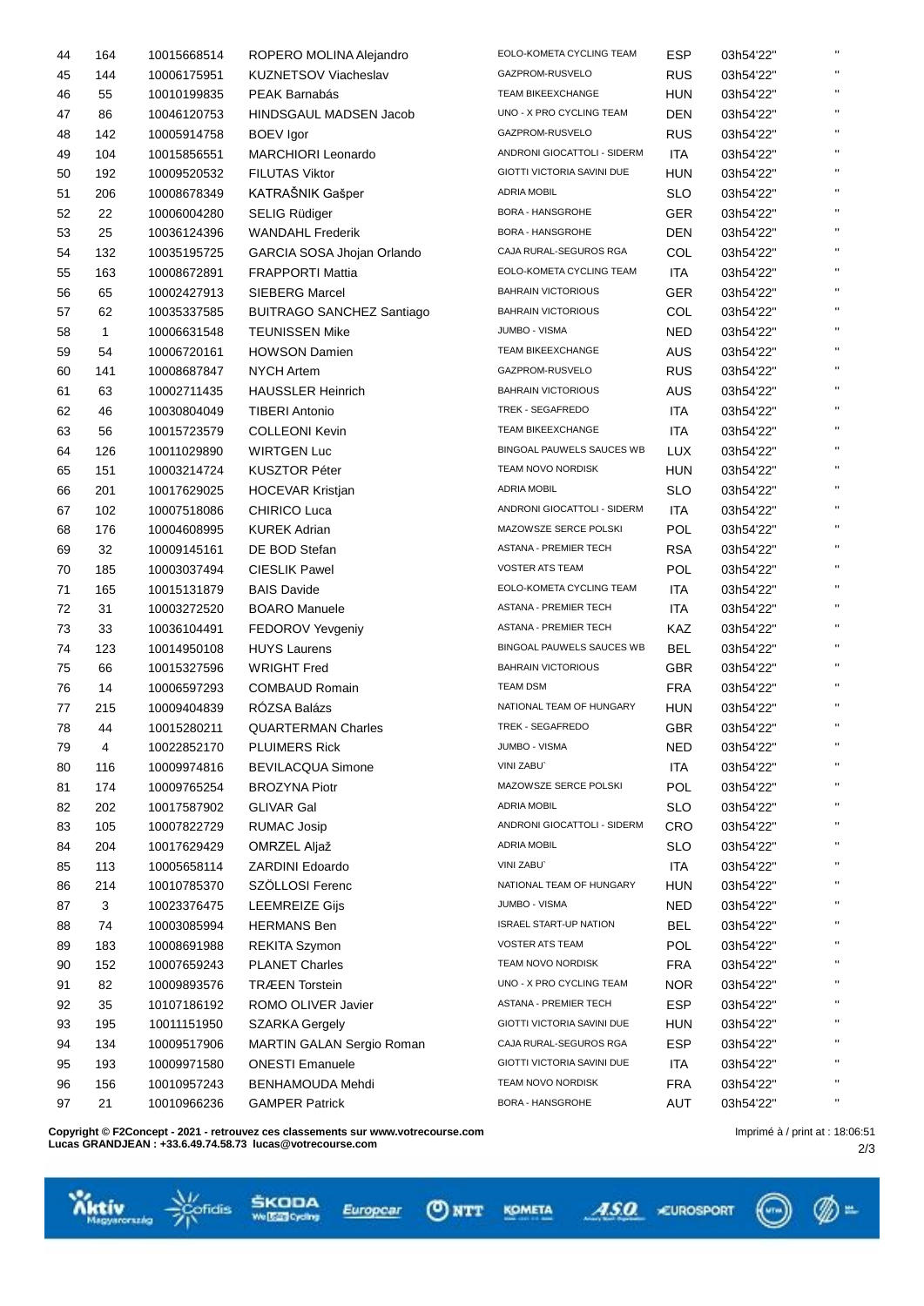| | | | | | | | |
|---|---|---|---|---|---|---|---|
| 44 | 164 | 10015668514 | ROPERO MOLINA Alejandro | EOLO-KOMETA CYCLING TEAM | ESP | 03h54'22" | " |
| 45 | 144 | 10006175951 | KUZNETSOV Viacheslav | GAZPROM-RUSVELO | RUS | 03h54'22" | " |
| 46 | 55 | 10010199835 | PEAK Barnabás | TEAM BIKEEXCHANGE | HUN | 03h54'22" | " |
| 47 | 86 | 10046120753 | HINDSGAUL MADSEN Jacob | UNO - X PRO CYCLING TEAM | DEN | 03h54'22" | " |
| 48 | 142 | 10005914758 | BOEV Igor | GAZPROM-RUSVELO | RUS | 03h54'22" | " |
| 49 | 104 | 10015856551 | MARCHIORI Leonardo | ANDRONI GIOCATTOLI - SIDERM | ITA | 03h54'22" | " |
| 50 | 192 | 10009520532 | FILUTAS Viktor | GIOTTI VICTORIA SAVINI DUE | HUN | 03h54'22" | " |
| 51 | 206 | 10008678349 | KATRAŠNIK Gašper | ADRIA MOBIL | SLO | 03h54'22" | " |
| 52 | 22 | 10006004280 | SELIG Rüdiger | BORA - HANSGROHE | GER | 03h54'22" | " |
| 53 | 25 | 10036124396 | WANDAHL Frederik | BORA - HANSGROHE | DEN | 03h54'22" | " |
| 54 | 132 | 10035195725 | GARCIA SOSA Jhojan Orlando | CAJA RURAL-SEGUROS RGA | COL | 03h54'22" | " |
| 55 | 163 | 10008672891 | FRAPPORTI Mattia | EOLO-KOMETA CYCLING TEAM | ITA | 03h54'22" | " |
| 56 | 65 | 10002427913 | SIEBERG Marcel | BAHRAIN VICTORIOUS | GER | 03h54'22" | " |
| 57 | 62 | 10035337585 | BUITRAGO SANCHEZ Santiago | BAHRAIN VICTORIOUS | COL | 03h54'22" | " |
| 58 | 1 | 10006631548 | TEUNISSEN Mike | JUMBO - VISMA | NED | 03h54'22" | " |
| 59 | 54 | 10006720161 | HOWSON Damien | TEAM BIKEEXCHANGE | AUS | 03h54'22" | " |
| 60 | 141 | 10008687847 | NYCH Artem | GAZPROM-RUSVELO | RUS | 03h54'22" | " |
| 61 | 63 | 10002711435 | HAUSSLER Heinrich | BAHRAIN VICTORIOUS | AUS | 03h54'22" | " |
| 62 | 46 | 10030804049 | TIBERI Antonio | TREK - SEGAFREDO | ITA | 03h54'22" | " |
| 63 | 56 | 10015723579 | COLLEONI Kevin | TEAM BIKEEXCHANGE | ITA | 03h54'22" | " |
| 64 | 126 | 10011029890 | WIRTGEN Luc | BINGOAL PAUWELS SAUCES WB | LUX | 03h54'22" | " |
| 65 | 151 | 10003214724 | KUSZTOR Péter | TEAM NOVO NORDISK | HUN | 03h54'22" | " |
| 66 | 201 | 10017629025 | HOCEVAR Kristjan | ADRIA MOBIL | SLO | 03h54'22" | " |
| 67 | 102 | 10007518086 | CHIRICO Luca | ANDRONI GIOCATTOLI - SIDERM | ITA | 03h54'22" | " |
| 68 | 176 | 10004608995 | KUREK Adrian | MAZOWSZE SERCE POLSKI | POL | 03h54'22" | " |
| 69 | 32 | 10009145161 | DE BOD Stefan | ASTANA - PREMIER TECH | RSA | 03h54'22" | " |
| 70 | 185 | 10003037494 | CIESLIK Pawel | VOSTER ATS TEAM | POL | 03h54'22" | " |
| 71 | 165 | 10015131879 | BAIS Davide | EOLO-KOMETA CYCLING TEAM | ITA | 03h54'22" | " |
| 72 | 31 | 10003272520 | BOARO Manuele | ASTANA - PREMIER TECH | ITA | 03h54'22" | " |
| 73 | 33 | 10036104491 | FEDOROV Yevgeniy | ASTANA - PREMIER TECH | KAZ | 03h54'22" | " |
| 74 | 123 | 10014950108 | HUYS Laurens | BINGOAL PAUWELS SAUCES WB | BEL | 03h54'22" | " |
| 75 | 66 | 10015327596 | WRIGHT Fred | BAHRAIN VICTORIOUS | GBR | 03h54'22" | " |
| 76 | 14 | 10006597293 | COMBAUD Romain | TEAM DSM | FRA | 03h54'22" | " |
| 77 | 215 | 10009404839 | RÓZSA Balázs | NATIONAL TEAM OF HUNGARY | HUN | 03h54'22" | " |
| 78 | 44 | 10015280211 | QUARTERMAN Charles | TREK - SEGAFREDO | GBR | 03h54'22" | " |
| 79 | 4 | 10022852170 | PLUIMERS Rick | JUMBO - VISMA | NED | 03h54'22" | " |
| 80 | 116 | 10009974816 | BEVILACQUA Simone | VINI ZABU` | ITA | 03h54'22" | " |
| 81 | 174 | 10009765254 | BROZYNA Piotr | MAZOWSZE SERCE POLSKI | POL | 03h54'22" | " |
| 82 | 202 | 10017587902 | GLIVAR Gal | ADRIA MOBIL | SLO | 03h54'22" | " |
| 83 | 105 | 10007822729 | RUMAC Josip | ANDRONI GIOCATTOLI - SIDERM | CRO | 03h54'22" | " |
| 84 | 204 | 10017629429 | OMRZEL Aljaž | ADRIA MOBIL | SLO | 03h54'22" | " |
| 85 | 113 | 10005658114 | ZARDINI Edoardo | VINI ZABU` | ITA | 03h54'22" | " |
| 86 | 214 | 10010785370 | SZÖLLOSI Ferenc | NATIONAL TEAM OF HUNGARY | HUN | 03h54'22" | " |
| 87 | 3 | 10023376475 | LEEMREIZE Gijs | JUMBO - VISMA | NED | 03h54'22" | " |
| 88 | 74 | 10003085994 | HERMANS Ben | ISRAEL START-UP NATION | BEL | 03h54'22" | " |
| 89 | 183 | 10008691988 | REKITA Szymon | VOSTER ATS TEAM | POL | 03h54'22" | " |
| 90 | 152 | 10007659243 | PLANET Charles | TEAM NOVO NORDISK | FRA | 03h54'22" | " |
| 91 | 82 | 10009893576 | TRÆEN Torstein | UNO - X PRO CYCLING TEAM | NOR | 03h54'22" | " |
| 92 | 35 | 10107186192 | ROMO OLIVER Javier | ASTANA - PREMIER TECH | ESP | 03h54'22" | " |
| 93 | 195 | 10011151950 | SZARKA Gergely | GIOTTI VICTORIA SAVINI DUE | HUN | 03h54'22" | " |
| 94 | 134 | 10009517906 | MARTIN GALAN Sergio Roman | CAJA RURAL-SEGUROS RGA | ESP | 03h54'22" | " |
| 95 | 193 | 10009971580 | ONESTI Emanuele | GIOTTI VICTORIA SAVINI DUE | ITA | 03h54'22" | " |
| 96 | 156 | 10010957243 | BENHAMOUDA Mehdi | TEAM NOVO NORDISK | FRA | 03h54'22" | " |
| 97 | 21 | 10010966236 | GAMPER Patrick | BORA - HANSGROHE | AUT | 03h54'22" | " |

**Copyright © F2Concept - 2021 - retrouvez ces classements sur www.votrecourse.com**
**Lucas GRANDJEAN : +33.6.49.74.58.73 lucas@votrecourse.com**

Imprimé à / print at : 18:06:51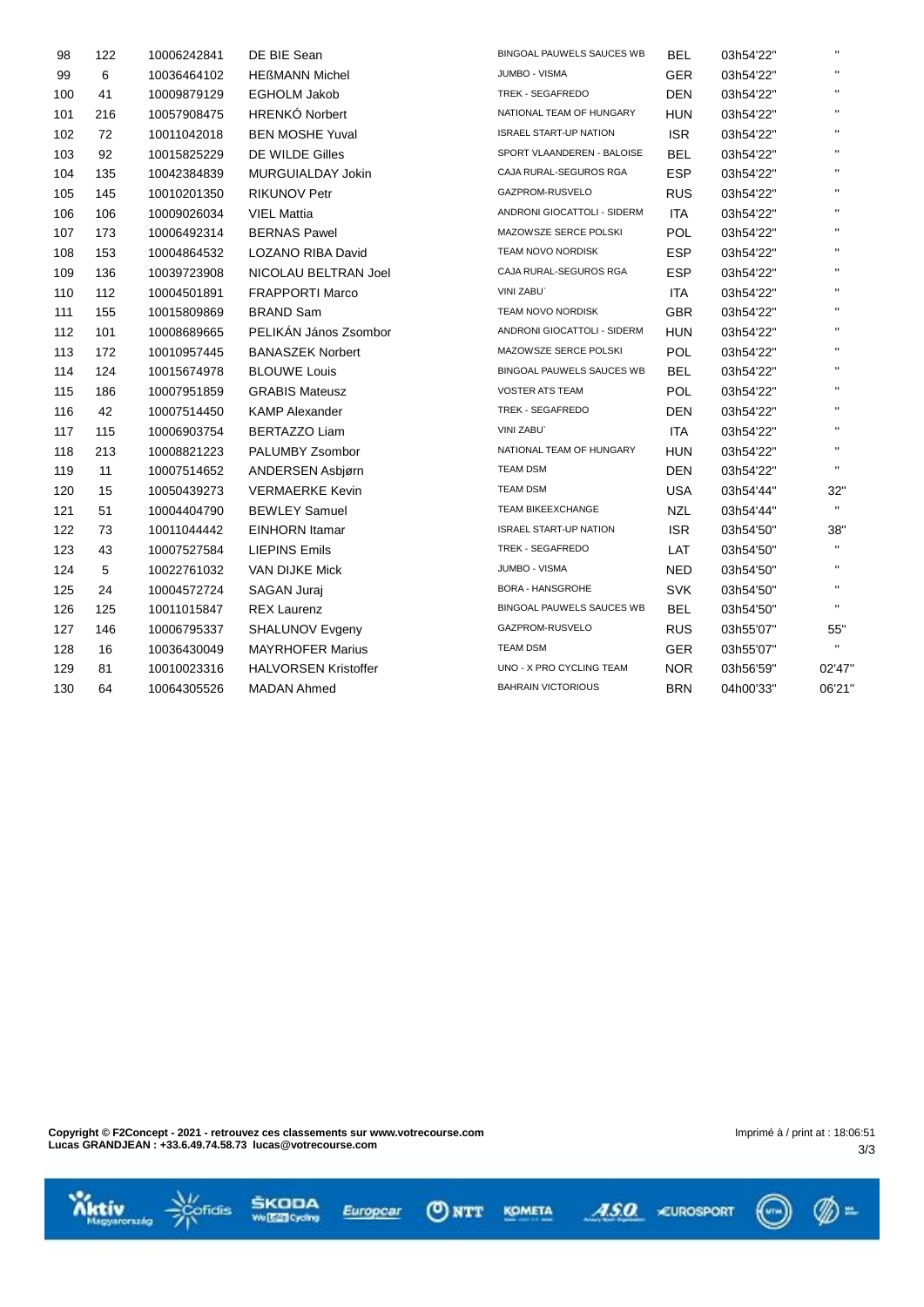| | | | | | | | |
|---|---|---|---|---|---|---|---|
| 98 | 122 | 10006242841 | DE BIE Sean | BINGOAL PAUWELS SAUCES WB | BEL | 03h54'22" | " |
| 99 | 6 | 10036464102 | HEßMANN Michel | JUMBO - VISMA | GER | 03h54'22" | " |
| 100 | 41 | 10009879129 | EGHOLM Jakob | TREK - SEGAFREDO | DEN | 03h54'22" | " |
| 101 | 216 | 10057908475 | HRENKÓ Norbert | NATIONAL TEAM OF HUNGARY | HUN | 03h54'22" | " |
| 102 | 72 | 10011042018 | BEN MOSHE Yuval | ISRAEL START-UP NATION | ISR | 03h54'22" | " |
| 103 | 92 | 10015825229 | DE WILDE Gilles | SPORT VLAANDEREN - BALOISE | BEL | 03h54'22" | " |
| 104 | 135 | 10042384839 | MURGUIALDAY Jokin | CAJA RURAL-SEGUROS RGA | ESP | 03h54'22" | " |
| 105 | 145 | 10010201350 | RIKUNOV Petr | GAZPROM-RUSVELO | RUS | 03h54'22" | " |
| 106 | 106 | 10009026034 | VIEL Mattia | ANDRONI GIOCATTOLI - SIDERM | ITA | 03h54'22" | " |
| 107 | 173 | 10006492314 | BERNAS Pawel | MAZOWSZE SERCE POLSKI | POL | 03h54'22" | " |
| 108 | 153 | 10004864532 | LOZANO RIBA David | TEAM NOVO NORDISK | ESP | 03h54'22" | " |
| 109 | 136 | 10039723908 | NICOLAU BELTRAN Joel | CAJA RURAL-SEGUROS RGA | ESP | 03h54'22" | " |
| 110 | 112 | 10004501891 | FRAPPORTI Marco | VINI ZABU` | ITA | 03h54'22" | " |
| 111 | 155 | 10015809869 | BRAND Sam | TEAM NOVO NORDISK | GBR | 03h54'22" | " |
| 112 | 101 | 10008689665 | PELIKÁN János Zsombor | ANDRONI GIOCATTOLI - SIDERM | HUN | 03h54'22" | " |
| 113 | 172 | 10010957445 | BANASZEK Norbert | MAZOWSZE SERCE POLSKI | POL | 03h54'22" | " |
| 114 | 124 | 10015674978 | BLOUWE Louis | BINGOAL PAUWELS SAUCES WB | BEL | 03h54'22" | " |
| 115 | 186 | 10007951859 | GRABIS Mateusz | VOSTER ATS TEAM | POL | 03h54'22" | " |
| 116 | 42 | 10007514450 | KAMP Alexander | TREK - SEGAFREDO | DEN | 03h54'22" | " |
| 117 | 115 | 10006903754 | BERTAZZO Liam | VINI ZABU` | ITA | 03h54'22" | " |
| 118 | 213 | 10008821223 | PALUMBY Zsombor | NATIONAL TEAM OF HUNGARY | HUN | 03h54'22" | " |
| 119 | 11 | 10007514652 | ANDERSEN Asbjørn | TEAM DSM | DEN | 03h54'22" | " |
| 120 | 15 | 10050439273 | VERMAERKE Kevin | TEAM DSM | USA | 03h54'44" | 32" |
| 121 | 51 | 10004404790 | BEWLEY Samuel | TEAM BIKEEXCHANGE | NZL | 03h54'44" | " |
| 122 | 73 | 10011044442 | EINHORN Itamar | ISRAEL START-UP NATION | ISR | 03h54'50" | 38" |
| 123 | 43 | 10007527584 | LIEPINS Emils | TREK - SEGAFREDO | LAT | 03h54'50" | " |
| 124 | 5 | 10022761032 | VAN DIJKE Mick | JUMBO - VISMA | NED | 03h54'50" | " |
| 125 | 24 | 10004572724 | SAGAN Juraj | BORA - HANSGROHE | SVK | 03h54'50" | " |
| 126 | 125 | 10011015847 | REX Laurenz | BINGOAL PAUWELS SAUCES WB | BEL | 03h54'50" | " |
| 127 | 146 | 10006795337 | SHALUNOV Evgeny | GAZPROM-RUSVELO | RUS | 03h55'07" | 55" |
| 128 | 16 | 10036430049 | MAYRHOFER Marius | TEAM DSM | GER | 03h55'07" | " |
| 129 | 81 | 10010023316 | HALVORSEN Kristoffer | UNO - X PRO CYCLING TEAM | NOR | 03h56'59" | 02'47" |
| 130 | 64 | 10064305526 | MADAN Ahmed | BAHRAIN VICTORIOUS | BRN | 04h00'33" | 06'21" |

**Copyright © F2Concept - 2021 - retrouvez ces classements sur www.votrecourse.com**
**Lucas GRANDJEAN : +33.6.49.74.58.73 lucas@votrecourse.com**

Imprimé à / print at : 18:06:51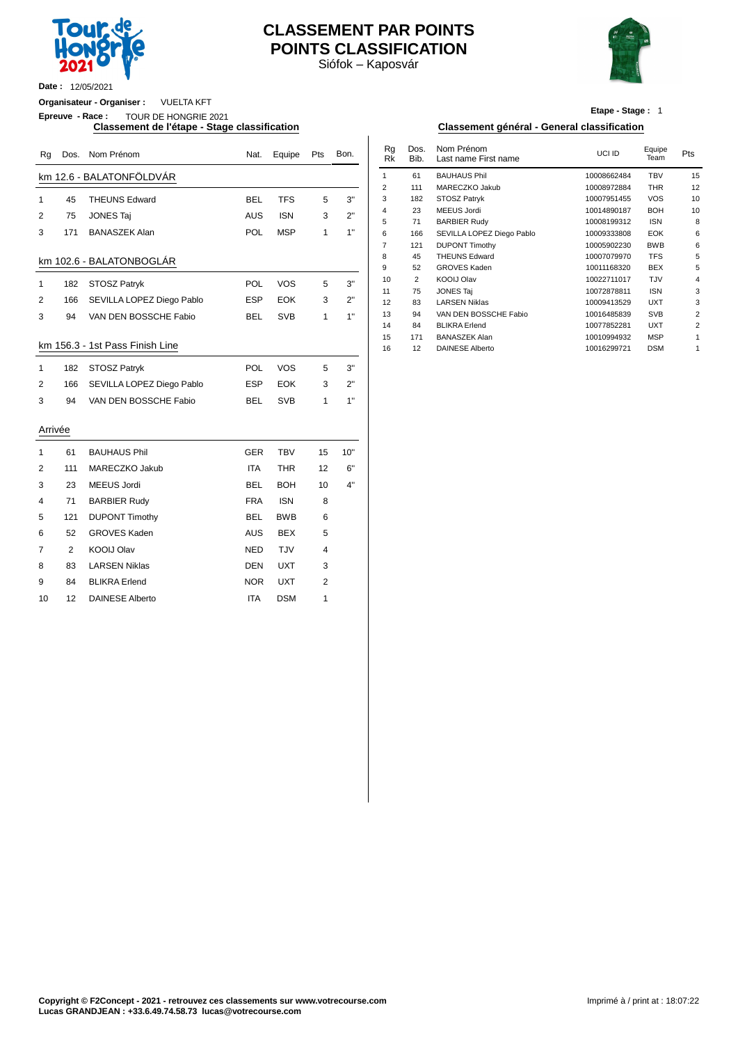# CLASSEMENT PAR POINTS
# POINTS CLASSIFICATION

Siófok – Kaposvár

**Date :** 12/05/2021

**Organisateur - Organiser :** VUELTA KFT

**Epreuve - Race :** TOUR DE HONGRIE 2021

**Etape - Stage :** 1

## Classement de l'étape - Stage classification

### km 12.6 - BALATONFÖLDVÁR

| Rg | Dos. | Nom Prénom | Nat. | Equipe | Pts | Bon. |
|---|---|---|---|---|---|---|
| 1 | 45 | THEUNS Edward | BEL | TFS | 5 | 3'' |
| 2 | 75 | JONES Taj | AUS | ISN | 3 | 2'' |
| 3 | 171 | BANASZEK Alan | POL | MSP | 1 | 1'' |

### km 102.6 - BALATONBOGLÁR

| Rg | Dos. | Nom Prénom | Nat. | Equipe | Pts | Bon. |
|---|---|---|---|---|---|---|
| 1 | 182 | STOSZ Patryk | POL | VOS | 5 | 3'' |
| 2 | 166 | SEVILLA LOPEZ Diego Pablo | ESP | EOK | 3 | 2'' |
| 3 | 94 | VAN DEN BOSSCHE Fabio | BEL | SVB | 1 | 1'' |

### km 156.3 - 1st Pass Finish Line

| Rg | Dos. | Nom Prénom | Nat. | Equipe | Pts | Bon. |
|---|---|---|---|---|---|---|
| 1 | 182 | STOSZ Patryk | POL | VOS | 5 | 3'' |
| 2 | 166 | SEVILLA LOPEZ Diego Pablo | ESP | EOK | 3 | 2'' |
| 3 | 94 | VAN DEN BOSSCHE Fabio | BEL | SVB | 1 | 1'' |

### Arrivée

| Rg | Dos. | Nom Prénom | Nat. | Equipe | Pts | Bon. |
|---|---|---|---|---|---|---|
| 1 | 61 | BAUHAUS Phil | GER | TBV | 15 | 10'' |
| 2 | 111 | MARECZKO Jakub | ITA | THR | 12 | 6'' |
| 3 | 23 | MEEUS Jordi | BEL | BOH | 10 | 4'' |
| 4 | 71 | BARBIER Rudy | FRA | ISN | 8 | |
| 5 | 121 | DUPONT Timothy | BEL | BWB | 6 | |
| 6 | 52 | GROVES Kaden | AUS | BEX | 5 | |
| 7 | 2 | KOOIJ Olav | NED | TJV | 4 | |
| 8 | 83 | LARSEN Niklas | DEN | UXT | 3 | |
| 9 | 84 | BLIKRA Erlend | NOR | UXT | 2 | |
| 10 | 12 | DAINESE Alberto | ITA | DSM | 1 | |

## Classement général - General classification

| Rg Rk | Dos. Bib. | Nom Prénom Last name First name | UCI ID | Equipe Team | Pts |
|---|---|---|---|---|---|
| 1 | 61 | BAUHAUS Phil | 10008662484 | TBV | 15 |
| 2 | 111 | MARECZKO Jakub | 10008972884 | THR | 12 |
| 3 | 182 | STOSZ Patryk | 10007951455 | VOS | 10 |
| 4 | 23 | MEEUS Jordi | 10014890187 | BOH | 10 |
| 5 | 71 | BARBIER Rudy | 10008199312 | ISN | 8 |
| 6 | 166 | SEVILLA LOPEZ Diego Pablo | 10009333808 | EOK | 6 |
| 7 | 121 | DUPONT Timothy | 10005902230 | BWB | 6 |
| 8 | 45 | THEUNS Edward | 10007079970 | TFS | 5 |
| 9 | 52 | GROVES Kaden | 10011168320 | BEX | 5 |
| 10 | 2 | KOOIJ Olav | 10022711017 | TJV | 4 |
| 11 | 75 | JONES Taj | 10072878811 | ISN | 3 |
| 12 | 83 | LARSEN Niklas | 10009413529 | UXT | 3 |
| 13 | 94 | VAN DEN BOSSCHE Fabio | 10016485839 | SVB | 2 |
| 14 | 84 | BLIKRA Erlend | 10077852281 | UXT | 2 |
| 15 | 171 | BANASZEK Alan | 10010994932 | MSP | 1 |
| 16 | 12 | DAINESE Alberto | 10016299721 | DSM | 1 |

**Copyright © F2Concept - 2021 - retrouvez ces classements sur www.votrecourse.com**
**Lucas GRANDJEAN : +33.6.49.74.58.73 lucas@votrecourse.com**

Imprimé à / print at : 18:07:22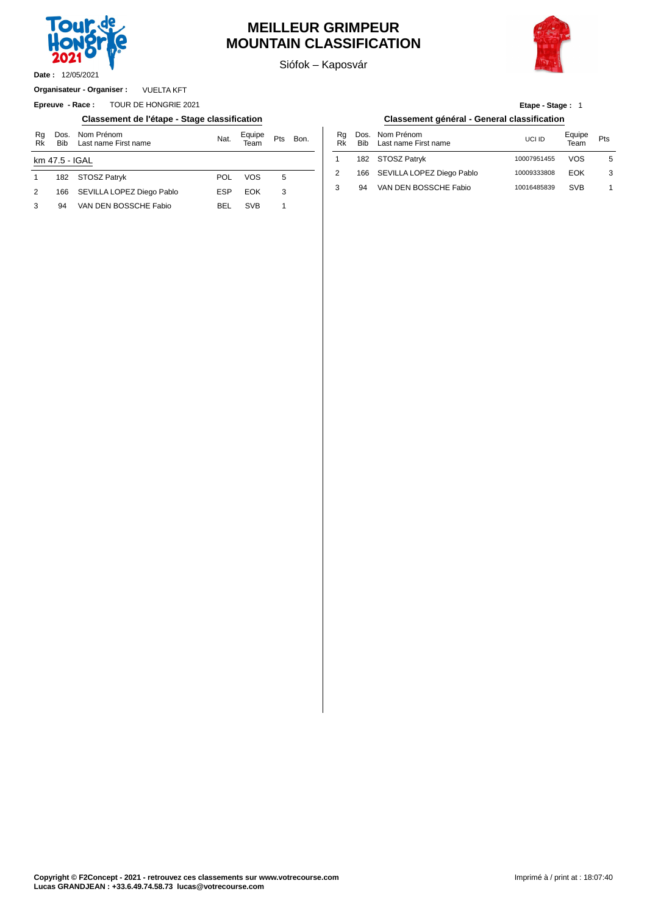# MEILLEUR GRIMPEUR
# MOUNTAIN CLASSIFICATION

Siófok – Kaposvár

**Date :** 12/05/2021

**Organisateur - Organiser :** VUELTA KFT

**Epreuve - Race :** TOUR DE HONGRIE 2021

**Etape - Stage :** 1

## Classement de l'étape - Stage classification

| Rg Rk | Dos. Bib | Nom Prénom Last name First name | Nat. | Equipe Team | Pts | Bon. |
|---|---|---|---|---|---|---|
| km 47.5 - IGAL | | | | | | |
| 1 | 182 | STOSZ Patryk | POL | VOS | 5 | |
| 2 | 166 | SEVILLA LOPEZ Diego Pablo | ESP | EOK | 3 | |
| 3 | 94 | VAN DEN BOSSCHE Fabio | BEL | SVB | 1 | |

## Classement général - General classification

| Rg Rk | Dos. Bib | Nom Prénom Last name First name | UCI ID | Equipe Team | Pts |
|---|---|---|---|---|---|
| 1 | 182 | STOSZ Patryk | 10007951455 | VOS | 5 |
| 2 | 166 | SEVILLA LOPEZ Diego Pablo | 10009333808 | EOK | 3 |
| 3 | 94 | VAN DEN BOSSCHE Fabio | 10016485839 | SVB | 1 |

**Copyright © F2Concept - 2021 - retrouvez ces classements sur www.votrecourse.com**
**Lucas GRANDJEAN : +33.6.49.74.58.73 lucas@votrecourse.com**

Imprimé à / print at : 18:07:40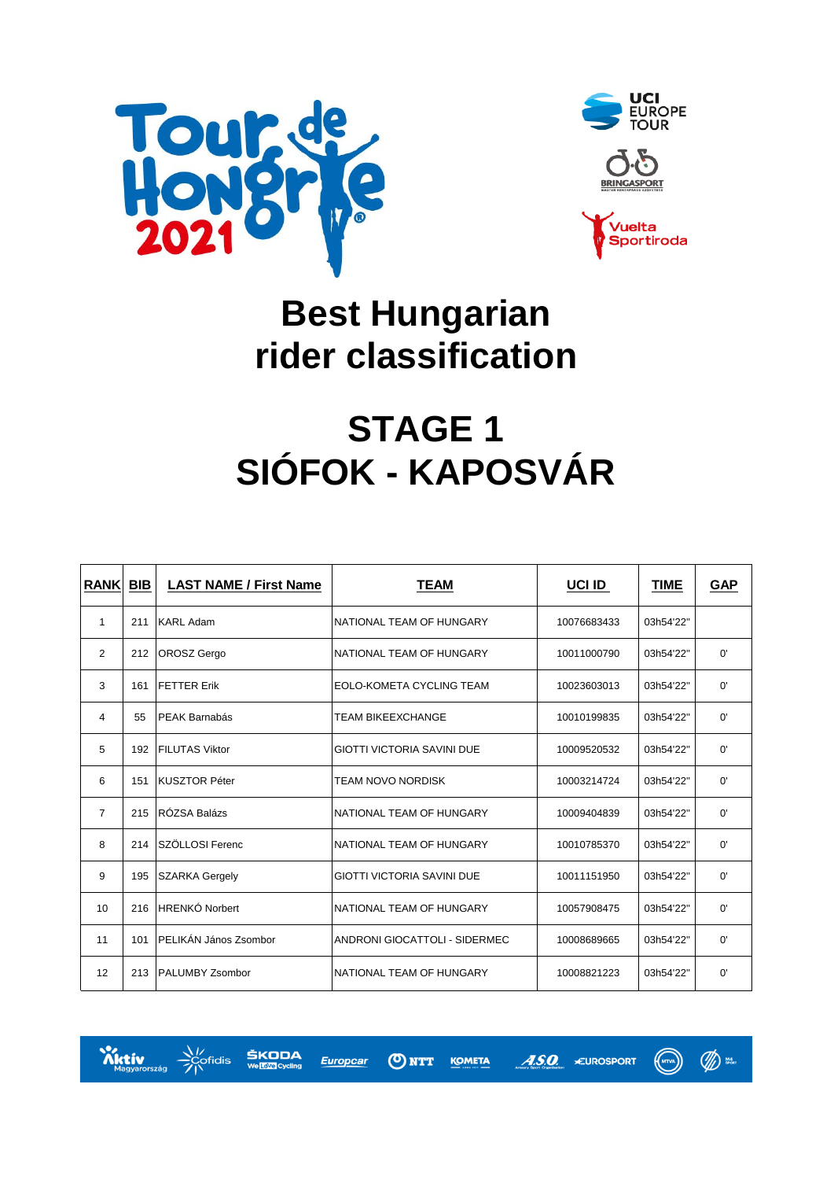# Best Hungarian rider classification

# STAGE 1
# SIÓFOK - KAPOSVÁR

| RANK | BIB | LAST NAME / First Name | TEAM | UCI ID | TIME | GAP |
|---|---|---|---|---|---|---|
| 1 | 211 | KARL Adam | NATIONAL TEAM OF HUNGARY | 10076683433 | 03h54'22'' | |
| 2 | 212 | OROSZ Gergo | NATIONAL TEAM OF HUNGARY | 10011000790 | 03h54'22'' | 0' |
| 3 | 161 | FETTER Erik | EOLO-KOMETA CYCLING TEAM | 10023603013 | 03h54'22'' | 0' |
| 4 | 55 | PEAK Barnabás | TEAM BIKEEXCHANGE | 10010199835 | 03h54'22'' | 0' |
| 5 | 192 | FILUTAS Viktor | GIOTTI VICTORIA SAVINI DUE | 10009520532 | 03h54'22'' | 0' |
| 6 | 151 | KUSZTOR Péter | TEAM NOVO NORDISK | 10003214724 | 03h54'22'' | 0' |
| 7 | 215 | RÓZSA Balázs | NATIONAL TEAM OF HUNGARY | 10009404839 | 03h54'22'' | 0' |
| 8 | 214 | SZÖLLOSI Ferenc | NATIONAL TEAM OF HUNGARY | 10010785370 | 03h54'22'' | 0' |
| 9 | 195 | SZARKA Gergely | GIOTTI VICTORIA SAVINI DUE | 10011151950 | 03h54'22'' | 0' |
| 10 | 216 | HRENKÓ Norbert | NATIONAL TEAM OF HUNGARY | 10057908475 | 03h54'22'' | 0' |
| 11 | 101 | PELIKÁN János Zsombor | ANDRONI GIOCATTOLI - SIDERMEC | 10008689665 | 03h54'22'' | 0' |
| 12 | 213 | PALUMBY Zsombor | NATIONAL TEAM OF HUNGARY | 10008821223 | 03h54'22'' | 0' |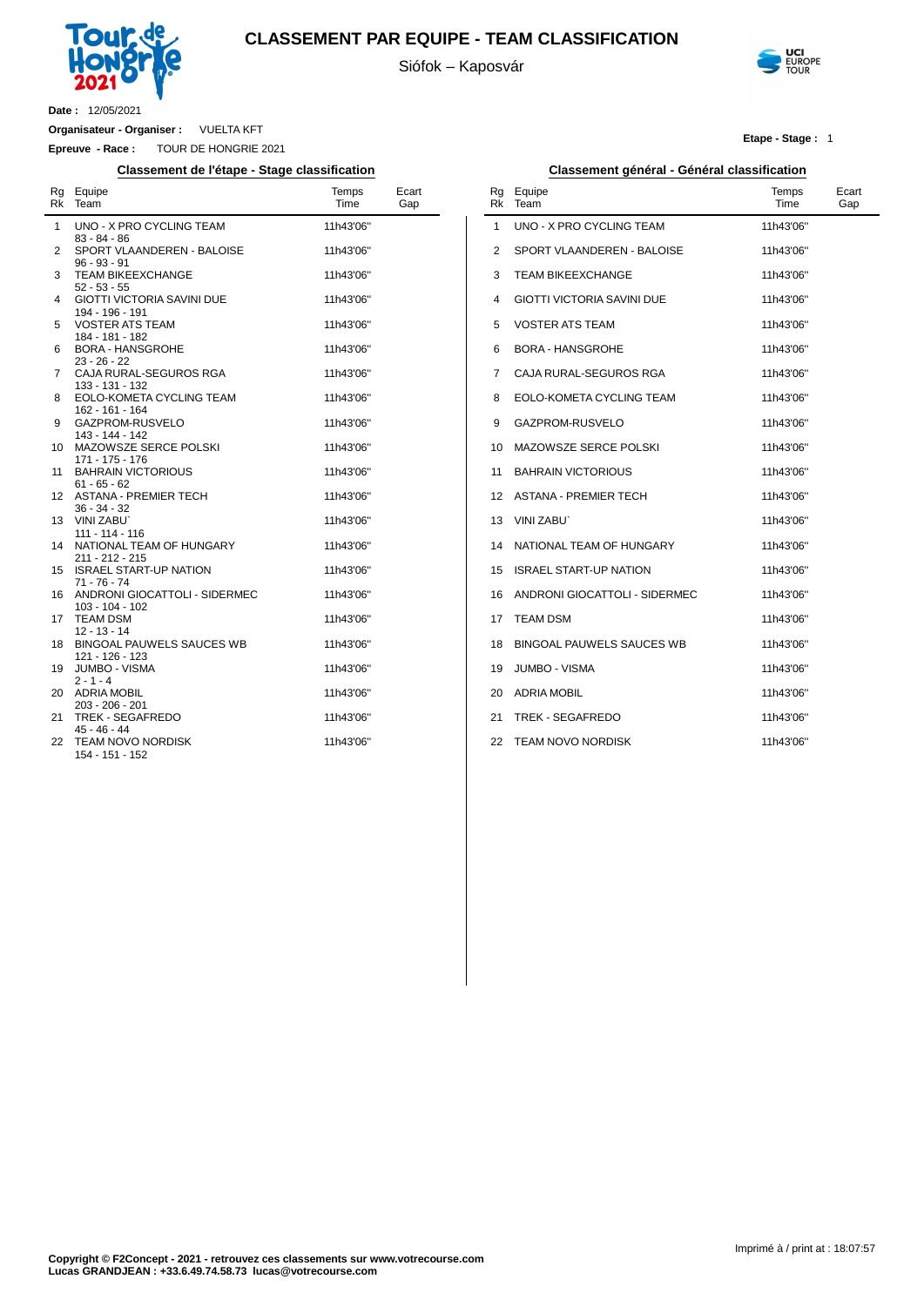# CLASSEMENT PAR EQUIPE - TEAM CLASSIFICATION

Siófok – Kaposvár

**Date :** 12/05/2021

**Organisateur - Organiser :** VUELTA KFT

**Epreuve - Race :** TOUR DE HONGRIE 2021

**Etape - Stage :** 1

## Classement de l'étape - Stage classification

| Rg<br>Rk | Equipe<br>Team | Temps<br>Time | Ecart<br>Gap |
|---|---|---|---|
| 1 | UNO - X PRO CYCLING TEAM<br>83 - 84 - 86 | 11h43'06'' | |
| 2 | SPORT VLAANDEREN - BALOISE<br>96 - 93 - 91 | 11h43'06'' | |
| 3 | TEAM BIKEEXCHANGE<br>52 - 53 - 55 | 11h43'06'' | |
| 4 | GIOTTI VICTORIA SAVINI DUE<br>194 - 196 - 191 | 11h43'06'' | |
| 5 | VOSTER ATS TEAM<br>184 - 181 - 182 | 11h43'06'' | |
| 6 | BORA - HANSGROHE<br>23 - 26 - 22 | 11h43'06'' | |
| 7 | CAJA RURAL-SEGUROS RGA<br>133 - 131 - 132 | 11h43'06'' | |
| 8 | EOLO-KOMETA CYCLING TEAM<br>162 - 161 - 164 | 11h43'06'' | |
| 9 | GAZPROM-RUSVELO<br>143 - 144 - 142 | 11h43'06'' | |
| 10 | MAZOWSZE SERCE POLSKI<br>171 - 175 - 176 | 11h43'06'' | |
| 11 | BAHRAIN VICTORIOUS<br>61 - 65 - 62 | 11h43'06'' | |
| 12 | ASTANA - PREMIER TECH<br>36 - 34 - 32 | 11h43'06'' | |
| 13 | VINI ZABU`<br>111 - 114 - 116 | 11h43'06'' | |
| 14 | NATIONAL TEAM OF HUNGARY<br>211 - 212 - 215 | 11h43'06'' | |
| 15 | ISRAEL START-UP NATION<br>71 - 76 - 74 | 11h43'06'' | |
| 16 | ANDRONI GIOCATTOLI - SIDERMEC<br>103 - 104 - 102 | 11h43'06'' | |
| 17 | TEAM DSM<br>12 - 13 - 14 | 11h43'06'' | |
| 18 | BINGOAL PAUWELS SAUCES WB<br>121 - 126 - 123 | 11h43'06'' | |
| 19 | JUMBO - VISMA<br>2 - 1 - 4 | 11h43'06'' | |
| 20 | ADRIA MOBIL<br>203 - 206 - 201 | 11h43'06'' | |
| 21 | TREK - SEGAFREDO<br>45 - 46 - 44 | 11h43'06'' | |
| 22 | TEAM NOVO NORDISK<br>154 - 151 - 152 | 11h43'06'' | |

## Classement général - Général classification

| Rg<br>Rk | Equipe<br>Team | Temps<br>Time | Ecart<br>Gap |
|---|---|---|---|
| 1 | UNO - X PRO CYCLING TEAM | 11h43'06'' | |
| 2 | SPORT VLAANDEREN - BALOISE | 11h43'06'' | |
| 3 | TEAM BIKEEXCHANGE | 11h43'06'' | |
| 4 | GIOTTI VICTORIA SAVINI DUE | 11h43'06'' | |
| 5 | VOSTER ATS TEAM | 11h43'06'' | |
| 6 | BORA - HANSGROHE | 11h43'06'' | |
| 7 | CAJA RURAL-SEGUROS RGA | 11h43'06'' | |
| 8 | EOLO-KOMETA CYCLING TEAM | 11h43'06'' | |
| 9 | GAZPROM-RUSVELO | 11h43'06'' | |
| 10 | MAZOWSZE SERCE POLSKI | 11h43'06'' | |
| 11 | BAHRAIN VICTORIOUS | 11h43'06'' | |
| 12 | ASTANA - PREMIER TECH | 11h43'06'' | |
| 13 | VINI ZABU` | 11h43'06'' | |
| 14 | NATIONAL TEAM OF HUNGARY | 11h43'06'' | |
| 15 | ISRAEL START-UP NATION | 11h43'06'' | |
| 16 | ANDRONI GIOCATTOLI - SIDERMEC | 11h43'06'' | |
| 17 | TEAM DSM | 11h43'06'' | |
| 18 | BINGOAL PAUWELS SAUCES WB | 11h43'06'' | |
| 19 | JUMBO - VISMA | 11h43'06'' | |
| 20 | ADRIA MOBIL | 11h43'06'' | |
| 21 | TREK - SEGAFREDO | 11h43'06'' | |
| 22 | TEAM NOVO NORDISK | 11h43'06'' | |

**Copyright © F2Concept - 2021 - retrouvez ces classements sur www.votrecourse.com**
**Lucas GRANDJEAN : +33.6.49.74.58.73 lucas@votrecourse.com**

Imprimé à / print at : 18:07:57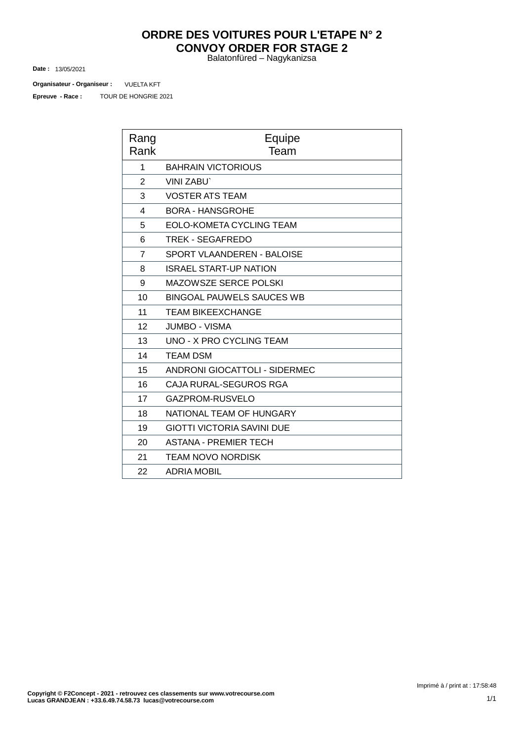# ORDRE DES VOITURES POUR L'ETAPE N° 2
# CONVOY ORDER FOR STAGE 2

Balatonfüred – Nagykanizsa

**Date :** 13/05/2021

**Organisateur - Organiseur :** VUELTA KFT

**Epreuve - Race :** TOUR DE HONGRIE 2021

| Rang<br>Rank | Equipe<br>Team |
|---|---|
| 1 | BAHRAIN VICTORIOUS |
| 2 | VINI ZABU` |
| 3 | VOSTER ATS TEAM |
| 4 | BORA - HANSGROHE |
| 5 | EOLO-KOMETA CYCLING TEAM |
| 6 | TREK - SEGAFREDO |
| 7 | SPORT VLAANDEREN - BALOISE |
| 8 | ISRAEL START-UP NATION |
| 9 | MAZOWSZE SERCE POLSKI |
| 10 | BINGOAL PAUWELS SAUCES WB |
| 11 | TEAM BIKEEXCHANGE |
| 12 | JUMBO - VISMA |
| 13 | UNO - X PRO CYCLING TEAM |
| 14 | TEAM DSM |
| 15 | ANDRONI GIOCATTOLI - SIDERMEC |
| 16 | CAJA RURAL-SEGUROS RGA |
| 17 | GAZPROM-RUSVELO |
| 18 | NATIONAL TEAM OF HUNGARY |
| 19 | GIOTTI VICTORIA SAVINI DUE |
| 20 | ASTANA - PREMIER TECH |
| 21 | TEAM NOVO NORDISK |
| 22 | ADRIA MOBIL |

Imprimé à / print at : 17:58:48

**Copyright © F2Concept - 2021 - retrouvez ces classements sur www.votrecourse.com**
**Lucas GRANDJEAN : +33.6.49.74.58.73 lucas@votrecourse.com**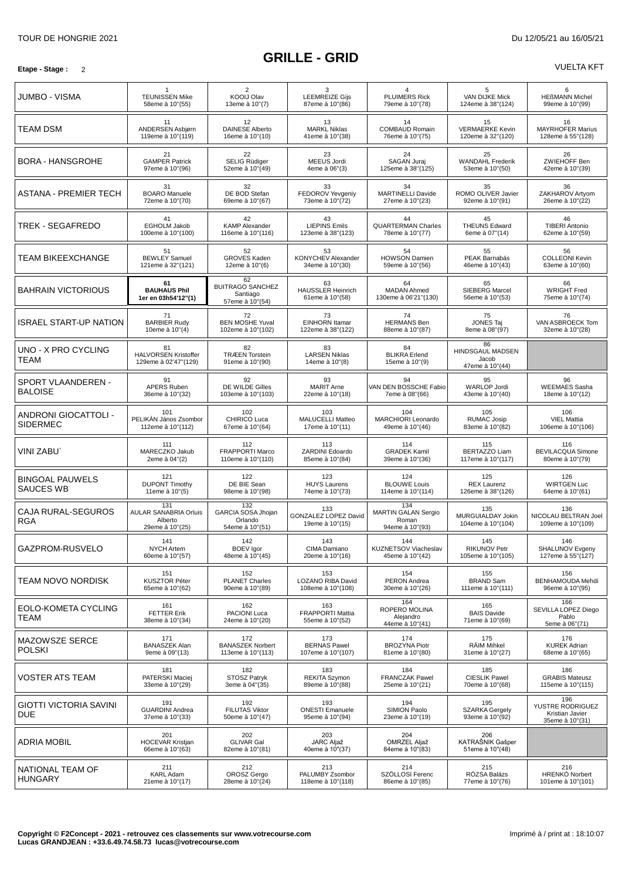TOUR DE HONGRIE 2021 Du 12/05/21 au 16/05/21

# GRILLE - GRID

**Etape - Stage :** 2

VUELTA KFT

| | | | | | | |
|---|---|---|---|---|---|---|
| JUMBO - VISMA | 1 TEUNISSEN Mike 58eme à 10''(55) | 2 KOOIJ Olav 13eme à 10''(7) | 3 LEEMREIZE Gijs 87eme à 10''(86) | 4 PLUIMERS Rick 79eme à 10''(78) | 5 VAN DIJKE Mick 124eme à 38''(124) | 6 HEßMANN Michel 99eme à 10''(99) |
| TEAM DSM | 11 ANDERSEN Asbjørn 119eme à 10''(119) | 12 DAINESE Alberto 16eme à 10''(10) | 13 MARKL Niklas 41eme à 10''(38) | 14 COMBAUD Romain 76eme à 10''(75) | 15 VERMAERKE Kevin 120eme à 32''(120) | 16 MAYRHOFER Marius 128eme à 55''(128) |
| BORA - HANSGROHE | 21 GAMPER Patrick 97eme à 10''(96) | 22 SELIG Rüdiger 52eme à 10''(49) | 23 MEEUS Jordi 4eme à 06''(3) | 24 SAGAN Juraj 125eme à 38''(125) | 25 WANDAHL Frederik 53eme à 10''(50) | 26 ZWIEHOFF Ben 42eme à 10''(39) |
| ASTANA - PREMIER TECH | 31 BOARO Manuele 72eme à 10''(70) | 32 DE BOD Stefan 69eme à 10''(67) | 33 FEDOROV Yevgeniy 73eme à 10''(72) | 34 MARTINELLI Davide 27eme à 10''(23) | 35 ROMO OLIVER Javier 92eme à 10''(91) | 36 ZAKHAROV Artyom 26eme à 10''(22) |
| TREK - SEGAFREDO | 41 EGHOLM Jakob 100eme à 10''(100) | 42 KAMP Alexander 116eme à 10''(116) | 43 LIEPINS Emils 123eme à 38''(123) | 44 QUARTERMAN Charles 78eme à 10''(77) | 45 THEUNS Edward 6eme à 07''(14) | 46 TIBERI Antonio 62eme à 10''(59) |
| TEAM BIKEEXCHANGE | 51 BEWLEY Samuel 121eme à 32''(121) | 52 GROVES Kaden 12eme à 10''(6) | 53 KONYCHEV Alexander 34eme à 10''(30) | 54 HOWSON Damien 59eme à 10''(56) | 55 PEAK Barnabás 46eme à 10''(43) | 56 COLLEONI Kevin 63eme à 10''(60) |
| BAHRAIN VICTORIOUS | **61 BAUHAUS Phil 1er en 03h54'12''(1)** | 62 BUITRAGO SANCHEZ Santiago 57eme à 10''(54) | 63 HAUSSLER Heinrich 61eme à 10''(58) | 64 MADAN Ahmed 130eme à 06'21''(130) | 65 SIEBERG Marcel 56eme à 10''(53) | 66 WRIGHT Fred 75eme à 10''(74) |
| ISRAEL START-UP NATION | 71 BARBIER Rudy 10eme à 10''(4) | 72 BEN MOSHE Yuval 102eme à 10''(102) | 73 EINHORN Itamar 122eme à 38''(122) | 74 HERMANS Ben 88eme à 10''(87) | 75 JONES Taj 8eme à 08''(97) | 76 VAN ASBROECK Tom 32eme à 10''(28) |
| UNO - X PRO CYCLING TEAM | 81 HALVORSEN Kristoffer 129eme à 02'47''(129) | 82 TRÆEN Torstein 91eme à 10''(90) | 83 LARSEN Niklas 14eme à 10''(8) | 84 BLIKRA Erlend 15eme à 10''(9) | 86 HINDSGAUL MADSEN Jacob 47eme à 10''(44) | |
| SPORT VLAANDEREN - BALOISE | 91 APERS Ruben 36eme à 10''(32) | 92 DE WILDE Gilles 103eme à 10''(103) | 93 MARIT Arne 22eme à 10''(18) | 94 VAN DEN BOSSCHE Fabio 7eme à 08''(66) | 95 WARLOP Jordi 43eme à 10''(40) | 96 WEEMAES Sasha 18eme à 10''(12) |
| ANDRONI GIOCATTOLI - SIDERMEC | 101 PELIKÁN János Zsombor 112eme à 10''(112) | 102 CHIRICO Luca 67eme à 10''(64) | 103 MALUCELLI Matteo 17eme à 10''(11) | 104 MARCHIORI Leonardo 49eme à 10''(46) | 105 RUMAC Josip 83eme à 10''(82) | 106 VIEL Mattia 106eme à 10''(106) |
| VINI ZABU` | 111 MARECZKO Jakub 2eme à 04''(2) | 112 FRAPPORTI Marco 110eme à 10''(110) | 113 ZARDINI Edoardo 85eme à 10''(84) | 114 GRADEK Kamil 39eme à 10''(36) | 115 BERTAZZO Liam 117eme à 10''(117) | 116 BEVILACQUA Simone 80eme à 10''(79) |
| BINGOAL PAUWELS SAUCES WB | 121 DUPONT Timothy 11eme à 10''(5) | 122 DE BIE Sean 98eme à 10''(98) | 123 HUYS Laurens 74eme à 10''(73) | 124 BLOUWE Louis 114eme à 10''(114) | 125 REX Laurenz 126eme à 38''(126) | 126 WIRTGEN Luc 64eme à 10''(61) |
| CAJA RURAL-SEGUROS RGA | 131 AULAR SANABRIA Orluis Alberto 29eme à 10''(25) | 132 GARCIA SOSA Jhojan Orlando 54eme à 10''(51) | 133 GONZALEZ LOPEZ David 19eme à 10''(15) | 134 MARTIN GALAN Sergio Roman 94eme à 10''(93) | 135 MURGUIALDAY Jokin 104eme à 10''(104) | 136 NICOLAU BELTRAN Joel 109eme à 10''(109) |
| GAZPROM-RUSVELO | 141 NYCH Artem 60eme à 10''(57) | 142 BOEV Igor 48eme à 10''(45) | 143 CIMA Damiano 20eme à 10''(16) | 144 KUZNETSOV Viacheslav 45eme à 10''(42) | 145 RIKUNOV Petr 105eme à 10''(105) | 146 SHALUNOV Evgeny 127eme à 55''(127) |
| TEAM NOVO NORDISK | 151 KUSZTOR Péter 65eme à 10''(62) | 152 PLANET Charles 90eme à 10''(89) | 153 LOZANO RIBA David 108eme à 10''(108) | 154 PERON Andrea 30eme à 10''(26) | 155 BRAND Sam 111eme à 10''(111) | 156 BENHAMOUDA Mehdi 96eme à 10''(95) |
| EOLO-KOMETA CYCLING TEAM | 161 FETTER Erik 38eme à 10''(34) | 162 PACIONI Luca 24eme à 10''(20) | 163 FRAPPORTI Mattia 55eme à 10''(52) | 164 ROPERO MOLINA Alejandro 44eme à 10''(41) | 165 BAIS Davide 71eme à 10''(69) | 166 SEVILLA LOPEZ Diego Pablo 5eme à 06''(71) |
| MAZOWSZE SERCE POLSKI | 171 BANASZEK Alan 9eme à 09''(13) | 172 BANASZEK Norbert 113eme à 10''(113) | 173 BERNAS Pawel 107eme à 10''(107) | 174 BROZYNA Piotr 81eme à 10''(80) | 175 RÄIM Mihkel 31eme à 10''(27) | 176 KUREK Adrian 68eme à 10''(65) |
| VOSTER ATS TEAM | 181 PATERSKI Maciej 33eme à 10''(29) | 182 STOSZ Patryk 3eme à 04''(35) | 183 REKITA Szymon 89eme à 10''(88) | 184 FRANCZAK Pawel 25eme à 10''(21) | 185 CIESLIK Pawel 70eme à 10''(68) | 186 GRABIS Mateusz 115eme à 10''(115) |
| GIOTTI VICTORIA SAVINI DUE | 191 GUARDINI Andrea 37eme à 10''(33) | 192 FILUTAS Viktor 50eme à 10''(47) | 193 ONESTI Emanuele 95eme à 10''(94) | 194 SIMION Paolo 23eme à 10''(19) | 195 SZARKA Gergely 93eme à 10''(92) | 196 YUSTRE RODRIGUEZ Kristian Javier 35eme à 10''(31) |
| ADRIA MOBIL | 201 HOCEVAR Kristjan 66eme à 10''(63) | 202 GLIVAR Gal 82eme à 10''(81) | 203 JARC Aljaž 40eme à 10''(37) | 204 OMRZEL Aljaž 84eme à 10''(83) | 206 KATRAŠNIK Gašper 51eme à 10''(48) | |
| NATIONAL TEAM OF HUNGARY | 211 KARL Adam 21eme à 10''(17) | 212 OROSZ Gergo 28eme à 10''(24) | 213 PALUMBY Zsombor 118eme à 10''(118) | 214 SZÖLLOSI Ferenc 86eme à 10''(85) | 215 RÓZSA Balázs 77eme à 10''(76) | 216 HRENKÓ Norbert 101eme à 10''(101) |

**Copyright © F2Concept - 2021 - retrouvez ces classements sur www.votrecourse.com**
**Lucas GRANDJEAN : +33.6.49.74.58.73 lucas@votrecourse.com**

Imprimé à / print at : 18:10:07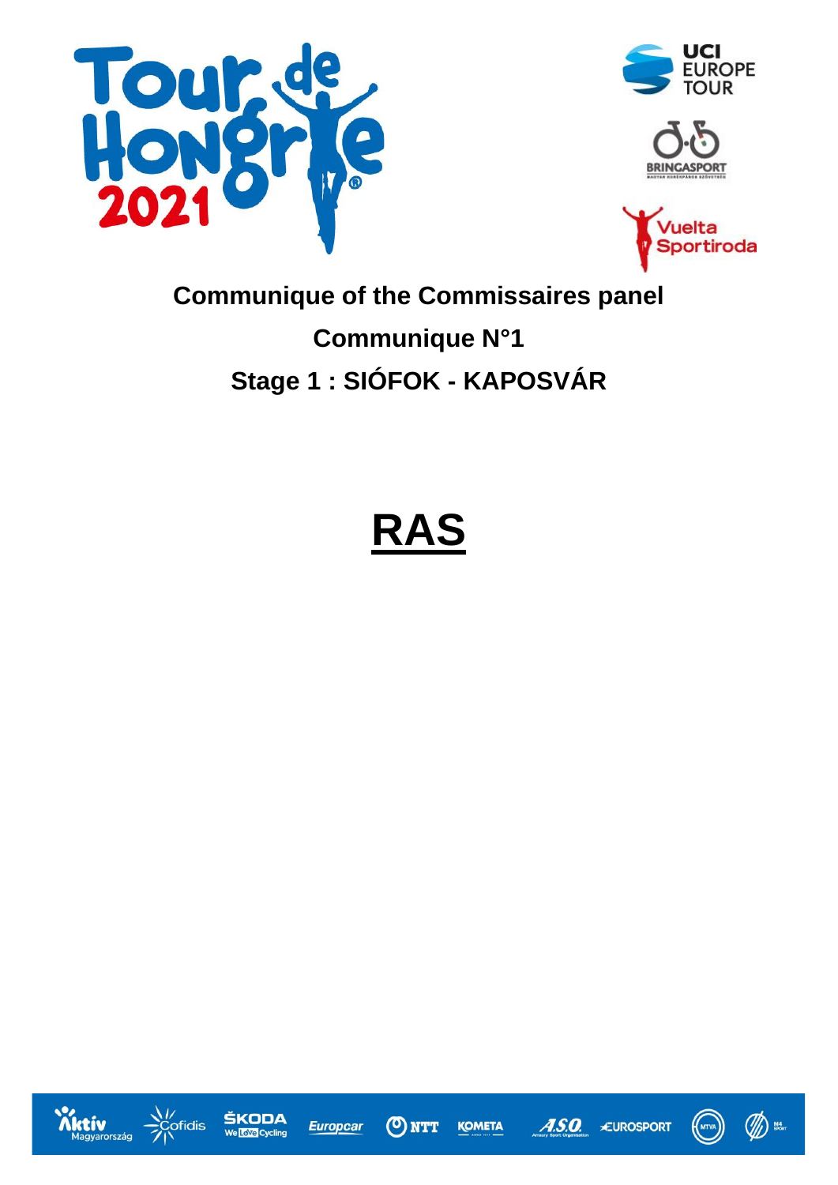## Communique of the Commissaires panel

## Communique N°1

## Stage 1 : SIÓFOK - KAPOSVÁR

# RAS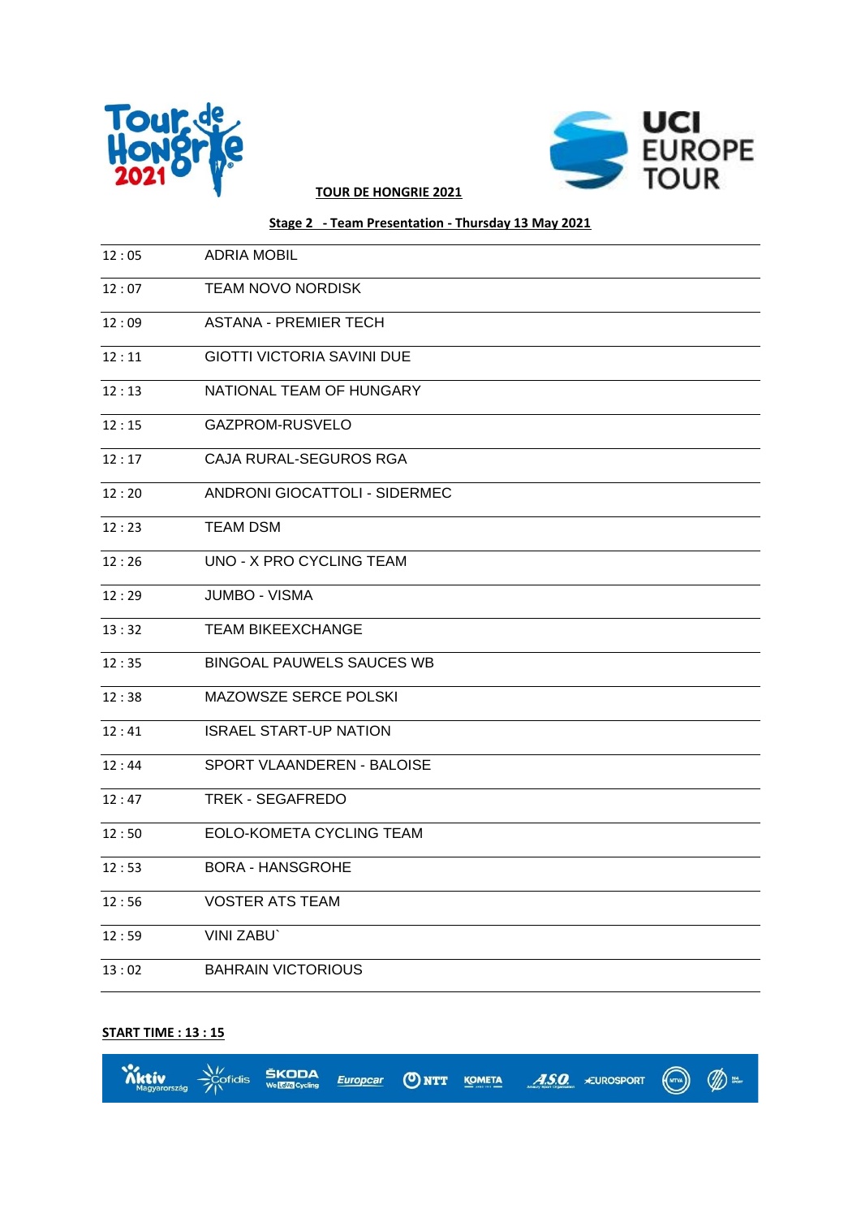**TOUR DE HONGRIE 2021**

**Stage 2 - Team Presentation - Thursday 13 May 2021**

| | |
|---|---|
| 12 : 05 | ADRIA MOBIL |
| 12 : 07 | TEAM NOVO NORDISK |
| 12 : 09 | ASTANA - PREMIER TECH |
| 12 : 11 | GIOTTI VICTORIA SAVINI DUE |
| 12 : 13 | NATIONAL TEAM OF HUNGARY |
| 12 : 15 | GAZPROM-RUSVELO |
| 12 : 17 | CAJA RURAL-SEGUROS RGA |
| 12 : 20 | ANDRONI GIOCATTOLI - SIDERMEC |
| 12 : 23 | TEAM DSM |
| 12 : 26 | UNO - X PRO CYCLING TEAM |
| 12 : 29 | JUMBO - VISMA |
| 13 : 32 | TEAM BIKEEXCHANGE |
| 12 : 35 | BINGOAL PAUWELS SAUCES WB |
| 12 : 38 | MAZOWSZE SERCE POLSKI |
| 12 : 41 | ISRAEL START-UP NATION |
| 12 : 44 | SPORT VLAANDEREN - BALOISE |
| 12 : 47 | TREK - SEGAFREDO |
| 12 : 50 | EOLO-KOMETA CYCLING TEAM |
| 12 : 53 | BORA - HANSGROHE |
| 12 : 56 | VOSTER ATS TEAM |
| 12 : 59 | VINI ZABU` |
| 13 : 02 | BAHRAIN VICTORIOUS |

**START TIME : 13 : 15**